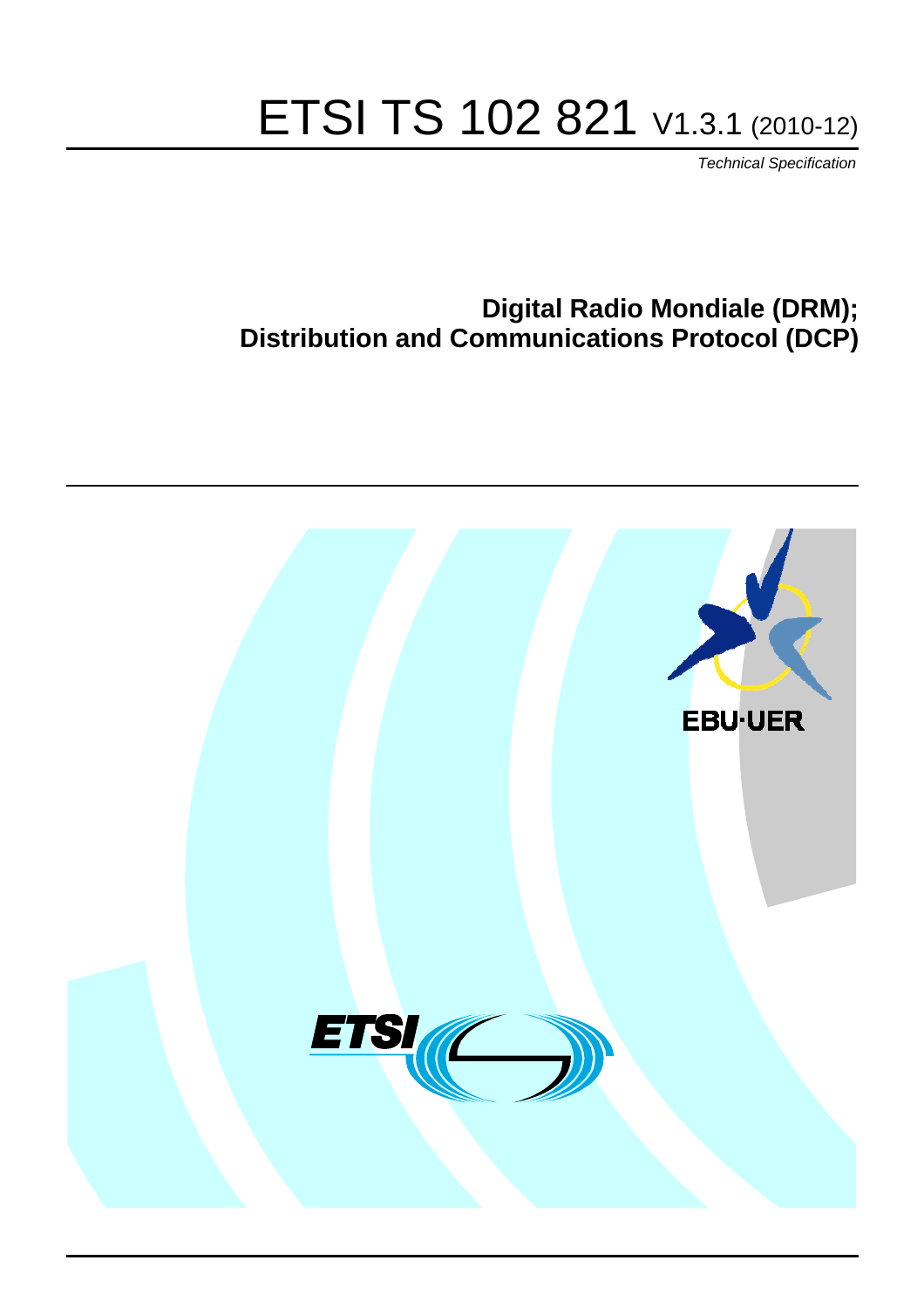# ETSI TS 102 821 V1.3.1 (2010-12)

*Technical Specification*

## Digital Radio Mondiale (DRM); Distribution and Communications Protocol (DCP)

EBU·UER

ETSI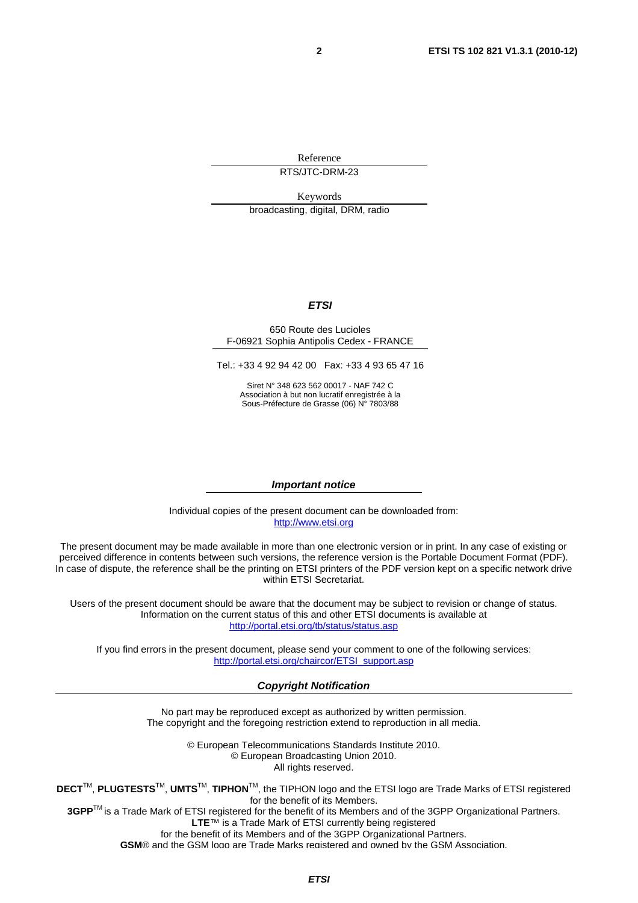Reference

RTS/JTC-DRM-23

Keywords

broadcasting, digital, DRM, radio

***ETSI***

650 Route des Lucioles
F-06921 Sophia Antipolis Cedex - FRANCE

Tel.: +33 4 92 94 42 00 Fax: +33 4 93 65 47 16

Siret N° 348 623 562 00017 - NAF 742 C
Association à but non lucratif enregistrée à la
Sous-Préfecture de Grasse (06) N° 7803/88

***Important notice***

Individual copies of the present document can be downloaded from:
http://www.etsi.org

The present document may be made available in more than one electronic version or in print. In any case of existing or perceived difference in contents between such versions, the reference version is the Portable Document Format (PDF). In case of dispute, the reference shall be the printing on ETSI printers of the PDF version kept on a specific network drive within ETSI Secretariat.

Users of the present document should be aware that the document may be subject to revision or change of status. Information on the current status of this and other ETSI documents is available at
http://portal.etsi.org/tb/status/status.asp

If you find errors in the present document, please send your comment to one of the following services:
http://portal.etsi.org/chaircor/ETSI_support.asp

***Copyright Notification***

No part may be reproduced except as authorized by written permission.
The copyright and the foregoing restriction extend to reproduction in all media.

© European Telecommunications Standards Institute 2010.
© European Broadcasting Union 2010.
All rights reserved.

**DECT**™, **PLUGTESTS**™, **UMTS**™, **TIPHON**™, the TIPHON logo and the ETSI logo are Trade Marks of ETSI registered for the benefit of its Members.
**3GPP**™ is a Trade Mark of ETSI registered for the benefit of its Members and of the 3GPP Organizational Partners.
**LTE**™ is a Trade Mark of ETSI currently being registered
for the benefit of its Members and of the 3GPP Organizational Partners.
**GSM**® and the GSM logo are Trade Marks registered and owned by the GSM Association.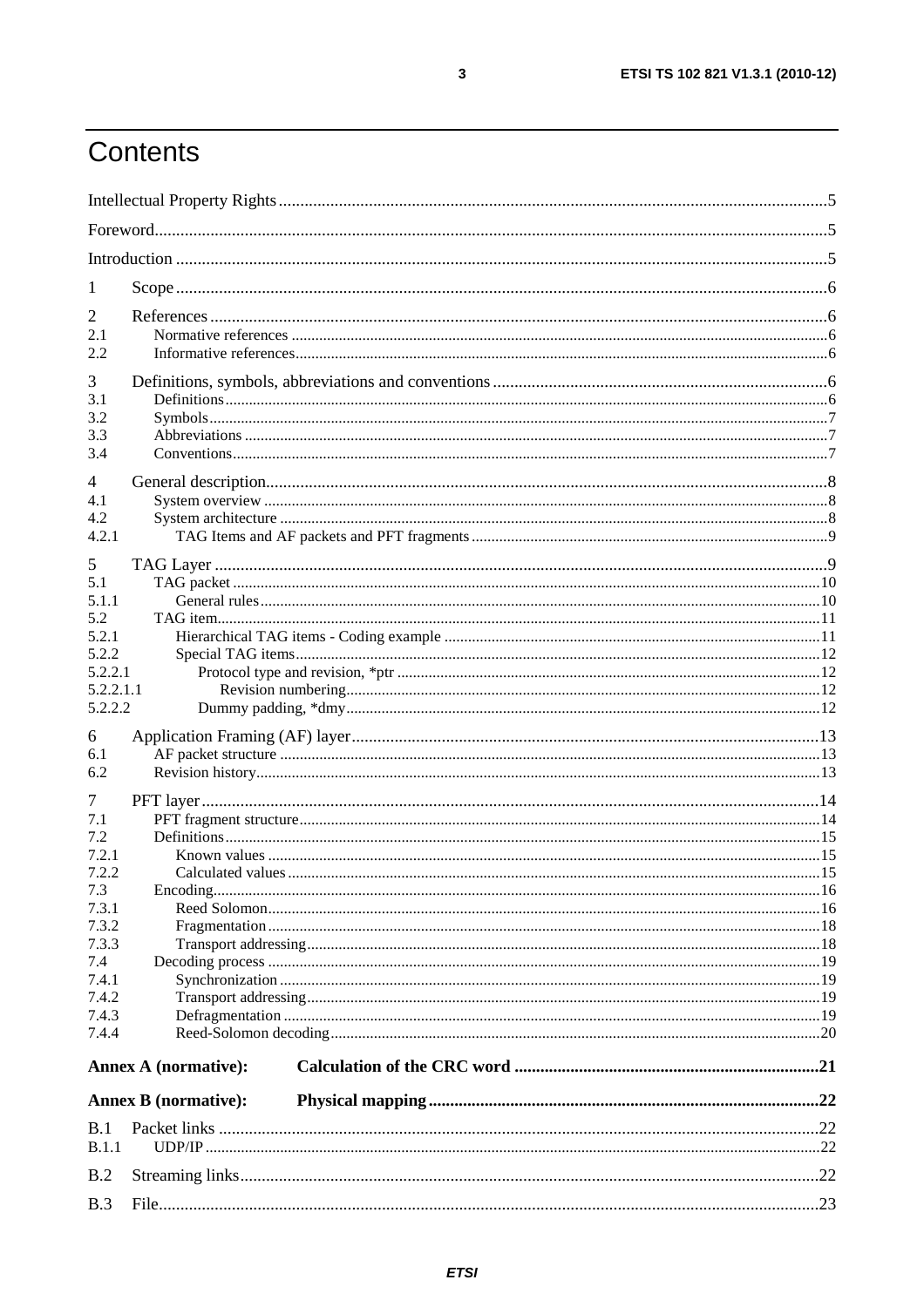# Contents

Intellectual Property Rights ..... 5

Foreword ..... 5

Introduction ..... 5

1 Scope ..... 6

2 References ..... 6
- 2.1 Normative references ..... 6
- 2.2 Informative references ..... 6

3 Definitions, symbols, abbreviations and conventions ..... 6
- 3.1 Definitions ..... 6
- 3.2 Symbols ..... 7
- 3.3 Abbreviations ..... 7
- 3.4 Conventions ..... 7

4 General description ..... 8
- 4.1 System overview ..... 8
- 4.2 System architecture ..... 8
- 4.2.1 TAG Items and AF packets and PFT fragments ..... 9

5 TAG Layer ..... 9
- 5.1 TAG packet ..... 10
- 5.1.1 General rules ..... 10
- 5.2 TAG item ..... 11
- 5.2.1 Hierarchical TAG items - Coding example ..... 11
- 5.2.2 Special TAG items ..... 12
- 5.2.2.1 Protocol type and revision, *ptr ..... 12
- 5.2.2.1.1 Revision numbering ..... 12
- 5.2.2.2 Dummy padding, *dmy ..... 12

6 Application Framing (AF) layer ..... 13
- 6.1 AF packet structure ..... 13
- 6.2 Revision history ..... 13

7 PFT layer ..... 14
- 7.1 PFT fragment structure ..... 14
- 7.2 Definitions ..... 15
- 7.2.1 Known values ..... 15
- 7.2.2 Calculated values ..... 15
- 7.3 Encoding ..... 16
- 7.3.1 Reed Solomon ..... 16
- 7.3.2 Fragmentation ..... 18
- 7.3.3 Transport addressing ..... 18
- 7.4 Decoding process ..... 19
- 7.4.1 Synchronization ..... 19
- 7.4.2 Transport addressing ..... 19
- 7.4.3 Defragmentation ..... 19
- 7.4.4 Reed-Solomon decoding ..... 20

**Annex A (normative): Calculation of the CRC word ..... 21**

**Annex B (normative): Physical mapping ..... 22**

B.1 Packet links ..... 22
- B.1.1 UDP/IP ..... 22

B.2 Streaming links ..... 22

B.3 File ..... 23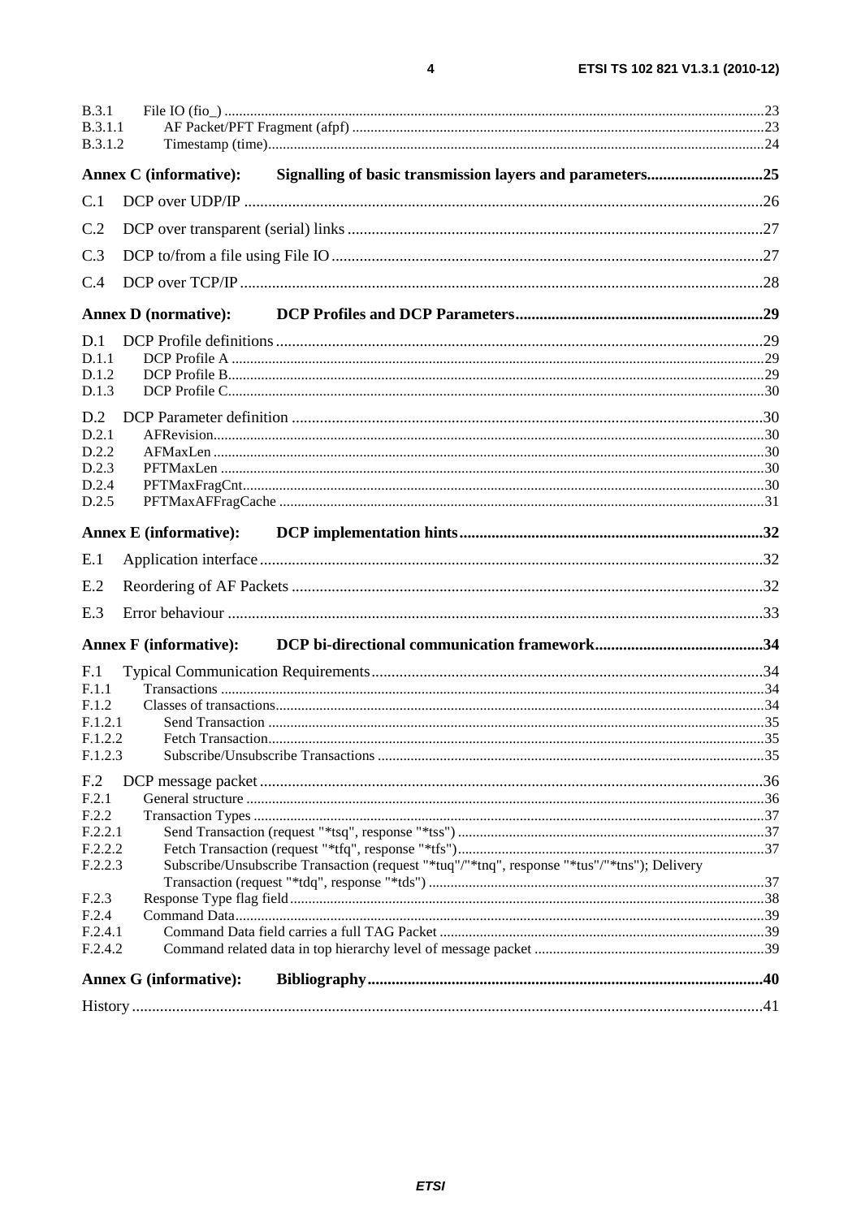B.3.1 File IO (fio_) ....23
B.3.1.1 AF Packet/PFT Fragment (afpf) ....23
B.3.1.2 Timestamp (time)....24

**Annex C (informative): Signalling of basic transmission layers and parameters....25**

C.1 DCP over UDP/IP ....26

C.2 DCP over transparent (serial) links ....27

C.3 DCP to/from a file using File IO....27

C.4 DCP over TCP/IP ....28

**Annex D (normative): DCP Profiles and DCP Parameters....29**

D.1 DCP Profile definitions....29
D.1.1 DCP Profile A ....29
D.1.2 DCP Profile B....29
D.1.3 DCP Profile C....30

D.2 DCP Parameter definition ....30
D.2.1 AFRevision....30
D.2.2 AFMaxLen ....30
D.2.3 PFTMaxLen ....30
D.2.4 PFTMaxFragCnt....30
D.2.5 PFTMaxAFFragCache ....31

**Annex E (informative): DCP implementation hints....32**

E.1 Application interface....32

E.2 Reordering of AF Packets ....32

E.3 Error behaviour ....33

**Annex F (informative): DCP bi-directional communication framework....34**

F.1 Typical Communication Requirements....34
F.1.1 Transactions ....34
F.1.2 Classes of transactions....34
F.1.2.1 Send Transaction ....35
F.1.2.2 Fetch Transaction....35
F.1.2.3 Subscribe/Unsubscribe Transactions ....35

F.2 DCP message packet....36
F.2.1 General structure ....36
F.2.2 Transaction Types ....37
F.2.2.1 Send Transaction (request "*tsq", response "*tss") ....37
F.2.2.2 Fetch Transaction (request "*tfq", response "*tfs")....37
F.2.2.3 Subscribe/Unsubscribe Transaction (request "*tuq"/"*tnq", response "*tus"/"*tns"); Delivery Transaction (request "*tdq", response "*tds") ....37
F.2.3 Response Type flag field....38
F.2.4 Command Data....39
F.2.4.1 Command Data field carries a full TAG Packet ....39
F.2.4.2 Command related data in top hierarchy level of message packet ....39

**Annex G (informative): Bibliography....40**

History ....41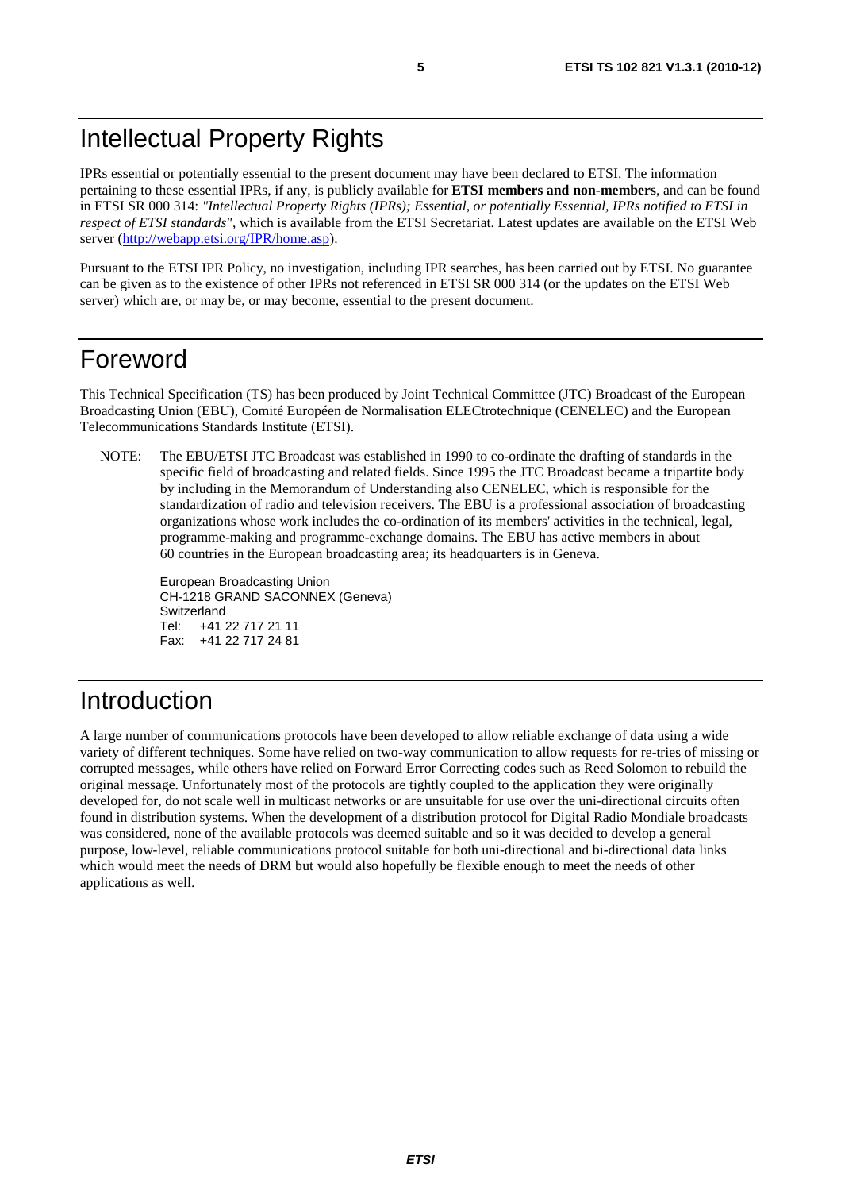# Intellectual Property Rights

IPRs essential or potentially essential to the present document may have been declared to ETSI. The information pertaining to these essential IPRs, if any, is publicly available for **ETSI members and non-members**, and can be found in ETSI SR 000 314: *"Intellectual Property Rights (IPRs); Essential, or potentially Essential, IPRs notified to ETSI in respect of ETSI standards"*, which is available from the ETSI Secretariat. Latest updates are available on the ETSI Web server (http://webapp.etsi.org/IPR/home.asp).

Pursuant to the ETSI IPR Policy, no investigation, including IPR searches, has been carried out by ETSI. No guarantee can be given as to the existence of other IPRs not referenced in ETSI SR 000 314 (or the updates on the ETSI Web server) which are, or may be, or may become, essential to the present document.

# Foreword

This Technical Specification (TS) has been produced by Joint Technical Committee (JTC) Broadcast of the European Broadcasting Union (EBU), Comité Européen de Normalisation ELECtrotechnique (CENELEC) and the European Telecommunications Standards Institute (ETSI).

NOTE: The EBU/ETSI JTC Broadcast was established in 1990 to co-ordinate the drafting of standards in the specific field of broadcasting and related fields. Since 1995 the JTC Broadcast became a tripartite body by including in the Memorandum of Understanding also CENELEC, which is responsible for the standardization of radio and television receivers. The EBU is a professional association of broadcasting organizations whose work includes the co-ordination of its members' activities in the technical, legal, programme-making and programme-exchange domains. The EBU has active members in about 60 countries in the European broadcasting area; its headquarters is in Geneva.

European Broadcasting Union
CH-1218 GRAND SACONNEX (Geneva)
Switzerland
Tel: +41 22 717 21 11
Fax: +41 22 717 24 81

# Introduction

A large number of communications protocols have been developed to allow reliable exchange of data using a wide variety of different techniques. Some have relied on two-way communication to allow requests for re-tries of missing or corrupted messages, while others have relied on Forward Error Correcting codes such as Reed Solomon to rebuild the original message. Unfortunately most of the protocols are tightly coupled to the application they were originally developed for, do not scale well in multicast networks or are unsuitable for use over the uni-directional circuits often found in distribution systems. When the development of a distribution protocol for Digital Radio Mondiale broadcasts was considered, none of the available protocols was deemed suitable and so it was decided to develop a general purpose, low-level, reliable communications protocol suitable for both uni-directional and bi-directional data links which would meet the needs of DRM but would also hopefully be flexible enough to meet the needs of other applications as well.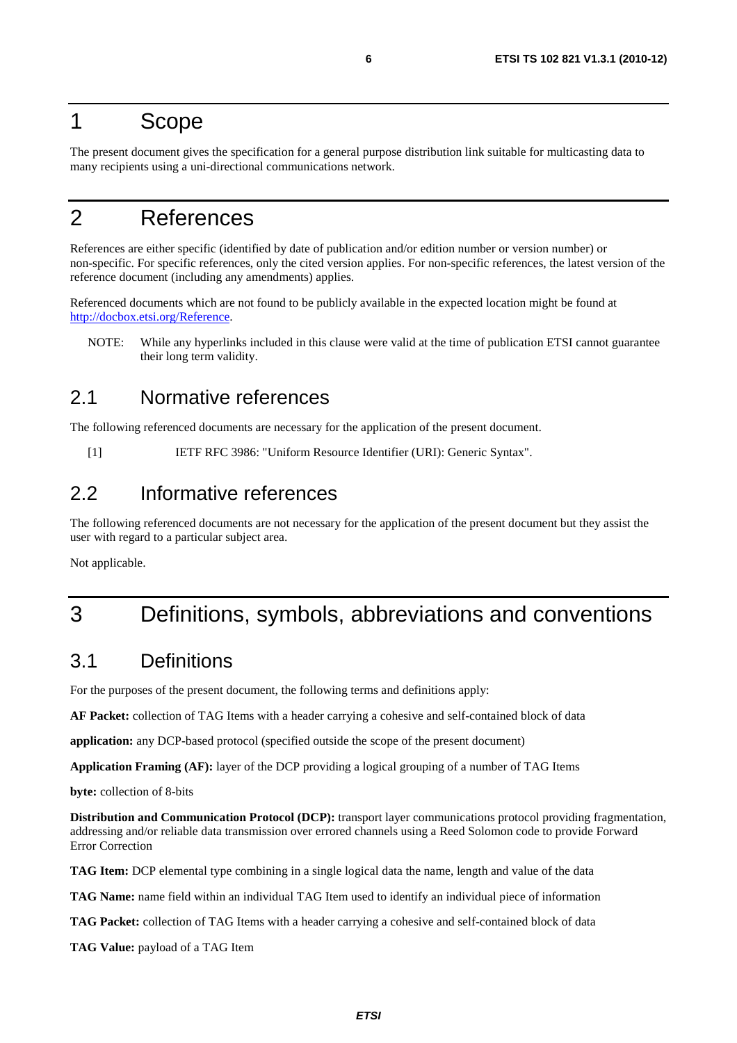# 1 Scope

The present document gives the specification for a general purpose distribution link suitable for multicasting data to many recipients using a uni-directional communications network.

# 2 References

References are either specific (identified by date of publication and/or edition number or version number) or non-specific. For specific references, only the cited version applies. For non-specific references, the latest version of the reference document (including any amendments) applies.

Referenced documents which are not found to be publicly available in the expected location might be found at http://docbox.etsi.org/Reference.

NOTE: While any hyperlinks included in this clause were valid at the time of publication ETSI cannot guarantee their long term validity.

## 2.1 Normative references

The following referenced documents are necessary for the application of the present document.

[1] IETF RFC 3986: "Uniform Resource Identifier (URI): Generic Syntax".

## 2.2 Informative references

The following referenced documents are not necessary for the application of the present document but they assist the user with regard to a particular subject area.

Not applicable.

# 3 Definitions, symbols, abbreviations and conventions

## 3.1 Definitions

For the purposes of the present document, the following terms and definitions apply:

**AF Packet:** collection of TAG Items with a header carrying a cohesive and self-contained block of data

**application:** any DCP-based protocol (specified outside the scope of the present document)

**Application Framing (AF):** layer of the DCP providing a logical grouping of a number of TAG Items

**byte:** collection of 8-bits

**Distribution and Communication Protocol (DCP):** transport layer communications protocol providing fragmentation, addressing and/or reliable data transmission over errored channels using a Reed Solomon code to provide Forward Error Correction

**TAG Item:** DCP elemental type combining in a single logical data the name, length and value of the data

**TAG Name:** name field within an individual TAG Item used to identify an individual piece of information

**TAG Packet:** collection of TAG Items with a header carrying a cohesive and self-contained block of data

**TAG Value:** payload of a TAG Item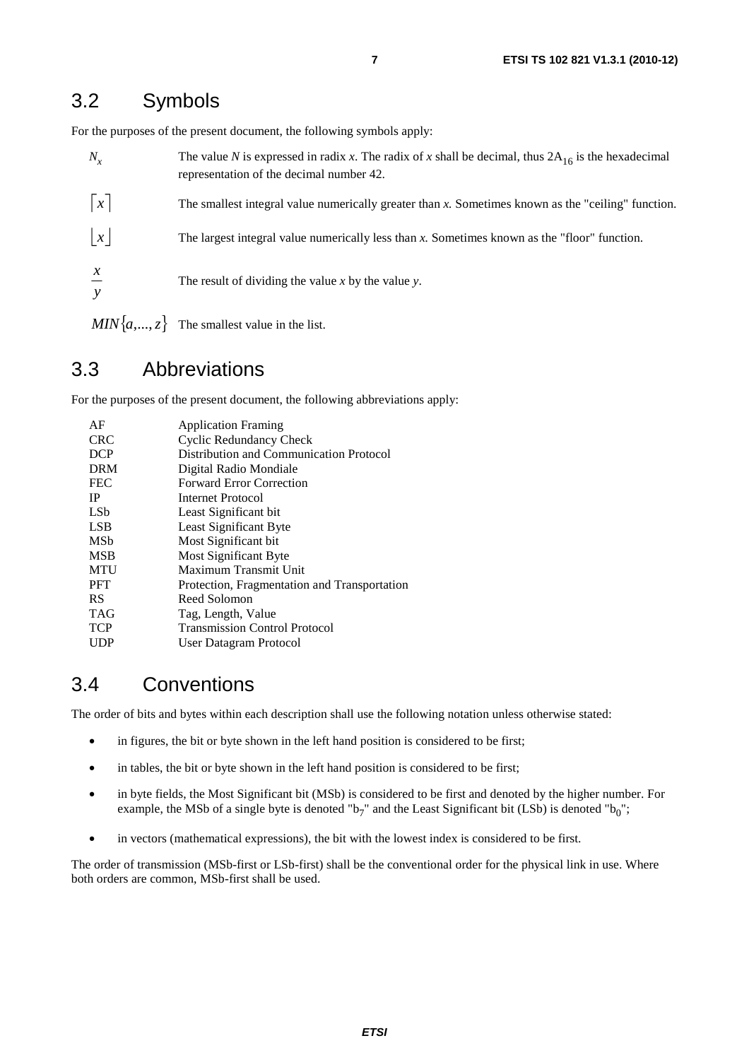## 3.2 Symbols

For the purposes of the present document, the following symbols apply:

| | |
|---|---|
| $N_x$ | The value *N* is expressed in radix *x*. The radix of *x* shall be decimal, thus $2A_{16}$ is the hexadecimal representation of the decimal number 42. |
| $\lceil x \rceil$ | The smallest integral value numerically greater than *x.* Sometimes known as the "ceiling" function. |
| $\lfloor x \rfloor$ | The largest integral value numerically less than *x.* Sometimes known as the "floor" function. |
| $\frac{x}{y}$ | The result of dividing the value *x* by the value *y*. |
| $MIN\{a,...,z\}$ | The smallest value in the list. |

## 3.3 Abbreviations

For the purposes of the present document, the following abbreviations apply:

| | |
|---|---|
| AF | Application Framing |
| CRC | Cyclic Redundancy Check |
| DCP | Distribution and Communication Protocol |
| DRM | Digital Radio Mondiale |
| FEC | Forward Error Correction |
| IP | Internet Protocol |
| LSb | Least Significant bit |
| LSB | Least Significant Byte |
| MSb | Most Significant bit |
| MSB | Most Significant Byte |
| MTU | Maximum Transmit Unit |
| PFT | Protection, Fragmentation and Transportation |
| RS | Reed Solomon |
| TAG | Tag, Length, Value |
| TCP | Transmission Control Protocol |
| UDP | User Datagram Protocol |

## 3.4 Conventions

The order of bits and bytes within each description shall use the following notation unless otherwise stated:

- in figures, the bit or byte shown in the left hand position is considered to be first;
- in tables, the bit or byte shown in the left hand position is considered to be first;
- in byte fields, the Most Significant bit (MSb) is considered to be first and denoted by the higher number. For example, the MSb of a single byte is denoted "$b_7$" and the Least Significant bit (LSb) is denoted "$b_0$";
- in vectors (mathematical expressions), the bit with the lowest index is considered to be first.

The order of transmission (MSb-first or LSb-first) shall be the conventional order for the physical link in use. Where both orders are common, MSb-first shall be used.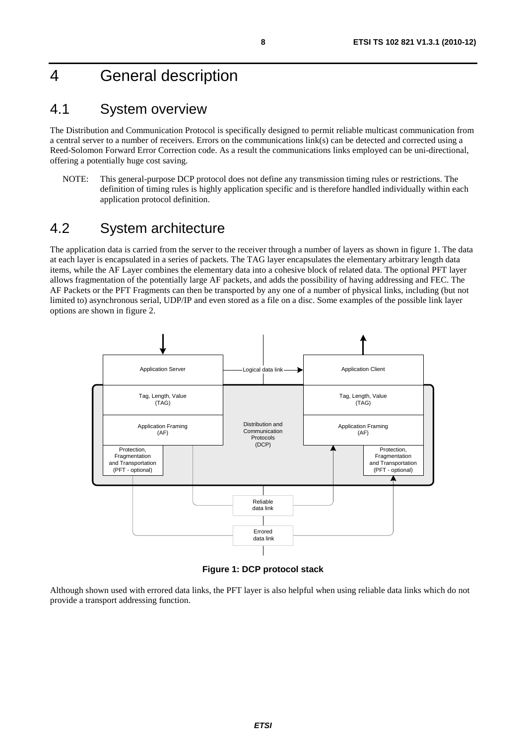# 4 General description

## 4.1 System overview

The Distribution and Communication Protocol is specifically designed to permit reliable multicast communication from a central server to a number of receivers. Errors on the communications link(s) can be detected and corrected using a Reed-Solomon Forward Error Correction code. As a result the communications links employed can be uni-directional, offering a potentially huge cost saving.

NOTE: This general-purpose DCP protocol does not define any transmission timing rules or restrictions. The definition of timing rules is highly application specific and is therefore handled individually within each application protocol definition.

## 4.2 System architecture

The application data is carried from the server to the receiver through a number of layers as shown in figure 1. The data at each layer is encapsulated in a series of packets. The TAG layer encapsulates the elementary arbitrary length data items, while the AF Layer combines the elementary data into a cohesive block of related data. The optional PFT layer allows fragmentation of the potentially large AF packets, and adds the possibility of having addressing and FEC. The AF Packets or the PFT Fragments can then be transported by any one of a number of physical links, including (but not limited to) asynchronous serial, UDP/IP and even stored as a file on a disc. Some examples of the possible link layer options are shown in figure 2.

Application Server | Logical data link | Application Client

Tag, Length, Value (TAG) | Tag, Length, Value (TAG)

Application Framing (AF) | Distribution and Communication Protocols (DCP) | Application Framing (AF)

Protection, Fragmentation and Transportation (PFT - optional) | Protection, Fragmentation and Transportation (PFT - optional)

Reliable data link

Errored data link

**Figure 1: DCP protocol stack**

Although shown used with errored data links, the PFT layer is also helpful when using reliable data links which do not provide a transport addressing function.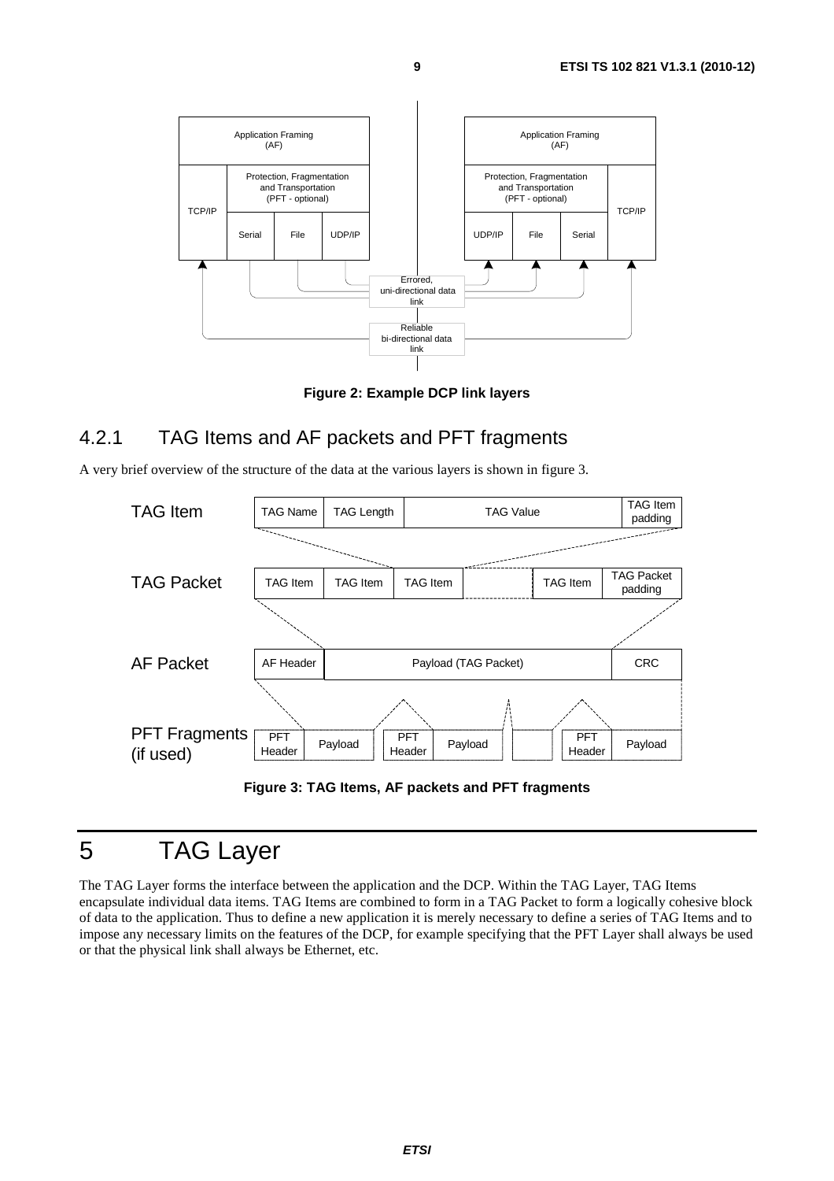Figure 2: Example DCP link layers

### 4.2.1 TAG Items and AF packets and PFT fragments

A very brief overview of the structure of the data at the various layers is shown in figure 3.

Figure 3: TAG Items, AF packets and PFT fragments

# 5 TAG Layer

The TAG Layer forms the interface between the application and the DCP. Within the TAG Layer, TAG Items encapsulate individual data items. TAG Items are combined to form in a TAG Packet to form a logically cohesive block of data to the application. Thus to define a new application it is merely necessary to define a series of TAG Items and to impose any necessary limits on the features of the DCP, for example specifying that the PFT Layer shall always be used or that the physical link shall always be Ethernet, etc.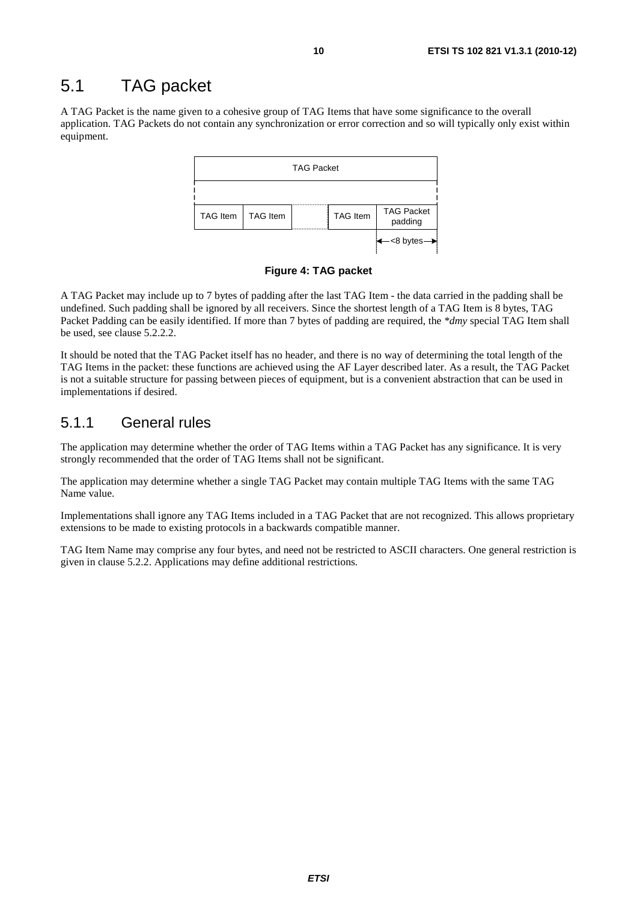## 5.1 TAG packet

A TAG Packet is the name given to a cohesive group of TAG Items that have some significance to the overall application. TAG Packets do not contain any synchronization or error correction and so will typically only exist within equipment.

| TAG Packet | | | | |
|---|---|---|---|---|
| TAG Item | TAG Item | | TAG Item | TAG Packet padding |
| | | | | <8 bytes |

**Figure 4: TAG packet**

A TAG Packet may include up to 7 bytes of padding after the last TAG Item - the data carried in the padding shall be undefined. Such padding shall be ignored by all receivers. Since the shortest length of a TAG Item is 8 bytes, TAG Packet Padding can be easily identified. If more than 7 bytes of padding are required, the *\*dmy* special TAG Item shall be used, see clause 5.2.2.2.

It should be noted that the TAG Packet itself has no header, and there is no way of determining the total length of the TAG Items in the packet: these functions are achieved using the AF Layer described later. As a result, the TAG Packet is not a suitable structure for passing between pieces of equipment, but is a convenient abstraction that can be used in implementations if desired.

### 5.1.1 General rules

The application may determine whether the order of TAG Items within a TAG Packet has any significance. It is very strongly recommended that the order of TAG Items shall not be significant.

The application may determine whether a single TAG Packet may contain multiple TAG Items with the same TAG Name value.

Implementations shall ignore any TAG Items included in a TAG Packet that are not recognized. This allows proprietary extensions to be made to existing protocols in a backwards compatible manner.

TAG Item Name may comprise any four bytes, and need not be restricted to ASCII characters. One general restriction is given in clause 5.2.2. Applications may define additional restrictions.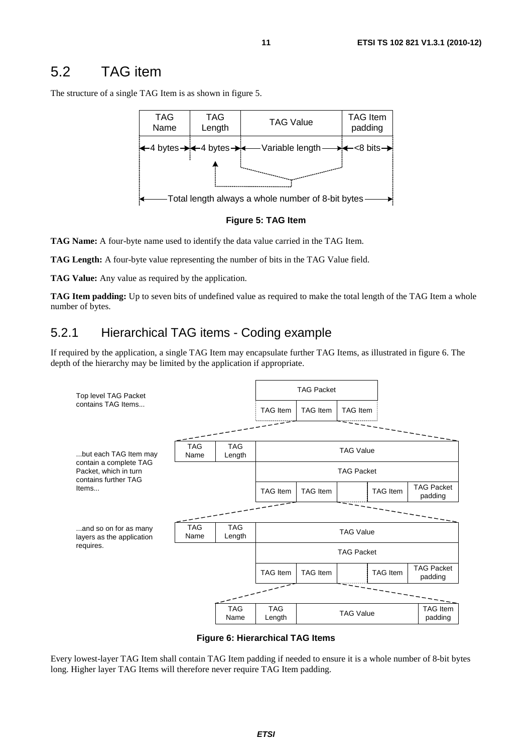## 5.2 TAG item

The structure of a single TAG Item is as shown in figure 5.

**Figure 5: TAG Item**

**TAG Name:** A four-byte name used to identify the data value carried in the TAG Item.

**TAG Length:** A four-byte value representing the number of bits in the TAG Value field.

**TAG Value:** Any value as required by the application.

**TAG Item padding:** Up to seven bits of undefined value as required to make the total length of the TAG Item a whole number of bytes.

### 5.2.1 Hierarchical TAG items - Coding example

If required by the application, a single TAG Item may encapsulate further TAG Items, as illustrated in figure 6. The depth of the hierarchy may be limited by the application if appropriate.

**Figure 6: Hierarchical TAG Items**

Every lowest-layer TAG Item shall contain TAG Item padding if needed to ensure it is a whole number of 8-bit bytes long. Higher layer TAG Items will therefore never require TAG Item padding.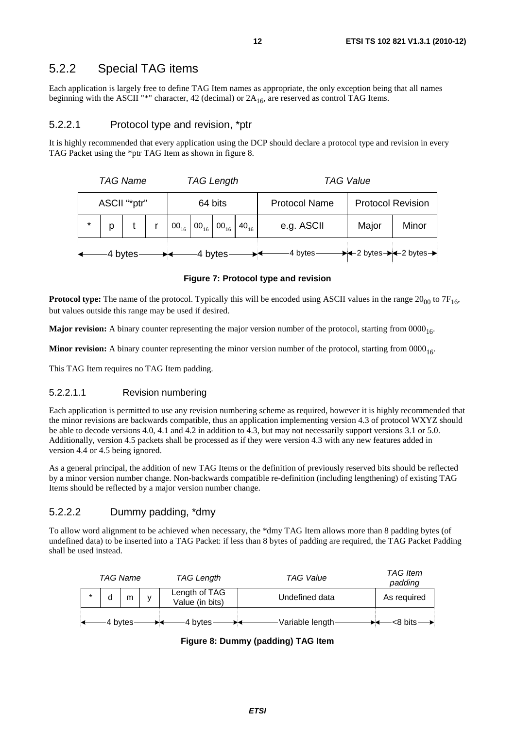## 5.2.2 Special TAG items

Each application is largely free to define TAG Item names as appropriate, the only exception being that all names beginning with the ASCII "*" character, 42 (decimal) or $2A_{16}$, are reserved as control TAG Items.

### 5.2.2.1 Protocol type and revision, *ptr

It is highly recommended that every application using the DCP should declare a protocol type and revision in every TAG Packet using the *ptr TAG Item as shown in figure 8.

| *TAG Name* | | | | *TAG Length* | | | | *TAG Value* | | |
|---|---|---|---|---|---|---|---|---|---|---|
| ASCII "*ptr" | | | | 64 bits | | | | Protocol Name | Protocol Revision | |
| * | p | t | r | $00_{16}$ | $00_{16}$ | $00_{16}$ | $40_{16}$ | e.g. ASCII | Major | Minor |
| 4 bytes | | | | 4 bytes | | | | 4 bytes | 2 bytes | 2 bytes |

**Figure 7: Protocol type and revision**

**Protocol type:** The name of the protocol. Typically this will be encoded using ASCII values in the range $20_{00}$ to $7F_{16}$, but values outside this range may be used if desired.

**Major revision:** A binary counter representing the major version number of the protocol, starting from $0000_{16}$.

**Minor revision:** A binary counter representing the minor version number of the protocol, starting from $0000_{16}$.

This TAG Item requires no TAG Item padding.

#### 5.2.2.1.1 Revision numbering

Each application is permitted to use any revision numbering scheme as required, however it is highly recommended that the minor revisions are backwards compatible, thus an application implementing version 4.3 of protocol WXYZ should be able to decode versions 4.0, 4.1 and 4.2 in addition to 4.3, but may not necessarily support versions 3.1 or 5.0. Additionally, version 4.5 packets shall be processed as if they were version 4.3 with any new features added in version 4.4 or 4.5 being ignored.

As a general principal, the addition of new TAG Items or the definition of previously reserved bits should be reflected by a minor version number change. Non-backwards compatible re-definition (including lengthening) of existing TAG Items should be reflected by a major version number change.

### 5.2.2.2 Dummy padding, *dmy

To allow word alignment to be achieved when necessary, the *dmy TAG Item allows more than 8 padding bytes (of undefined data) to be inserted into a TAG Packet: if less than 8 bytes of padding are required, the TAG Packet Padding shall be used instead.

| *TAG Name* | | | | *TAG Length* | *TAG Value* | *TAG Item padding* |
|---|---|---|---|---|---|---|
| * | d | m | y | Length of TAG Value (in bits) | Undefined data | As required |
| 4 bytes | | | | 4 bytes | Variable length | <8 bits |

**Figure 8: Dummy (padding) TAG Item**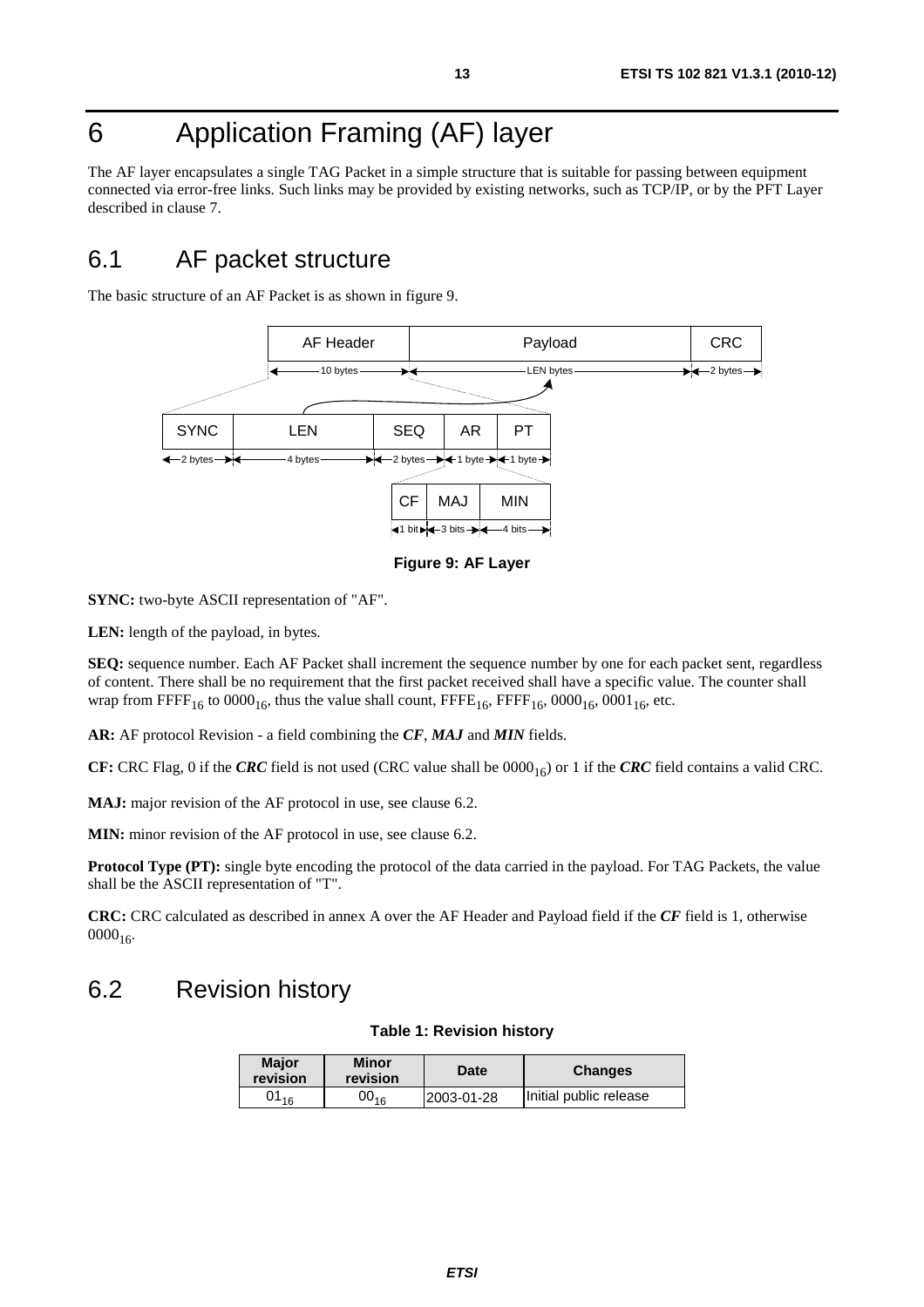# 6 Application Framing (AF) layer

The AF layer encapsulates a single TAG Packet in a simple structure that is suitable for passing between equipment connected via error-free links. Such links may be provided by existing networks, such as TCP/IP, or by the PFT Layer described in clause 7.

## 6.1 AF packet structure

The basic structure of an AF Packet is as shown in figure 9.

| AF Header | Payload | CRC |
|---|---|---|
| 10 bytes | LEN bytes | 2 bytes |

| SYNC | LEN | SEQ | AR | PT |
|---|---|---|---|---|
| 2 bytes | 4 bytes | 2 bytes | 1 byte | 1 byte |

| CF | MAJ | MIN |
|---|---|---|
| 1 bit | 3 bits | 4 bits |

**Figure 9: AF Layer**

**SYNC:** two-byte ASCII representation of "AF".

**LEN:** length of the payload, in bytes.

**SEQ:** sequence number. Each AF Packet shall increment the sequence number by one for each packet sent, regardless of content. There shall be no requirement that the first packet received shall have a specific value. The counter shall wrap from $FFFF_{16}$ to $0000_{16}$, thus the value shall count, $FFFE_{16}$, $FFFF_{16}$, $0000_{16}$, $0001_{16}$, etc.

**AR:** AF protocol Revision - a field combining the ***CF***, ***MAJ*** and ***MIN*** fields.

**CF:** CRC Flag, 0 if the ***CRC*** field is not used (CRC value shall be $0000_{16}$) or 1 if the ***CRC*** field contains a valid CRC.

**MAJ:** major revision of the AF protocol in use, see clause 6.2.

**MIN:** minor revision of the AF protocol in use, see clause 6.2.

**Protocol Type (PT):** single byte encoding the protocol of the data carried in the payload. For TAG Packets, the value shall be the ASCII representation of "T".

**CRC:** CRC calculated as described in annex A over the AF Header and Payload field if the ***CF*** field is 1, otherwise $0000_{16}$.

## 6.2 Revision history

**Table 1: Revision history**

| Major revision | Minor revision | Date | Changes |
|---|---|---|---|
| $01_{16}$ | $00_{16}$ | 2003-01-28 | Initial public release |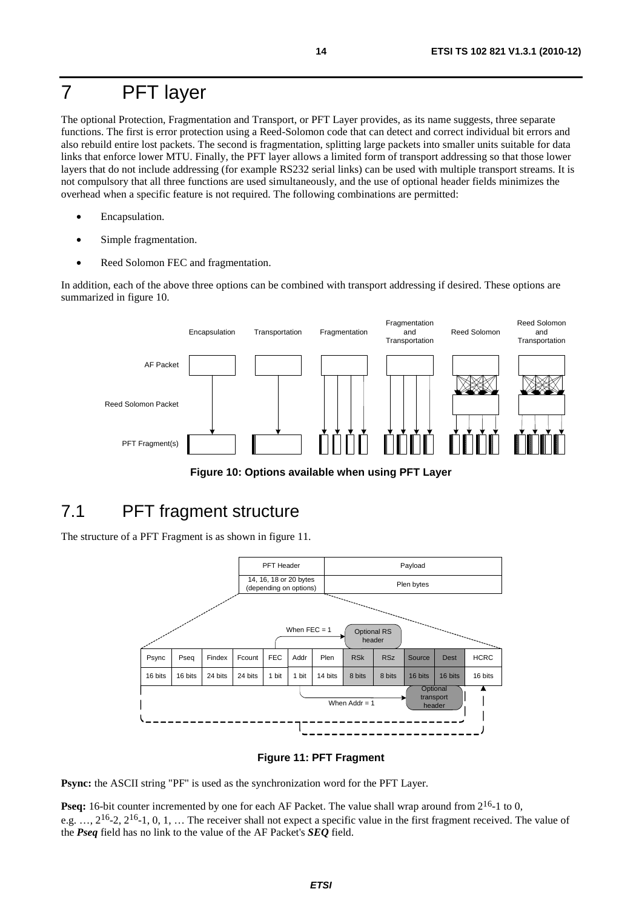# 7 PFT layer

The optional Protection, Fragmentation and Transport, or PFT Layer provides, as its name suggests, three separate functions. The first is error protection using a Reed-Solomon code that can detect and correct individual bit errors and also rebuild entire lost packets. The second is fragmentation, splitting large packets into smaller units suitable for data links that enforce lower MTU. Finally, the PFT layer allows a limited form of transport addressing so that those lower layers that do not include addressing (for example RS232 serial links) can be used with multiple transport streams. It is not compulsory that all three functions are used simultaneously, and the use of optional header fields minimizes the overhead when a specific feature is not required. The following combinations are permitted:

- Encapsulation.
- Simple fragmentation.
- Reed Solomon FEC and fragmentation.

In addition, each of the above three options can be combined with transport addressing if desired. These options are summarized in figure 10.

**Figure 10: Options available when using PFT Layer**

## 7.1 PFT fragment structure

The structure of a PFT Fragment is as shown in figure 11.

| PFT Header | Payload |
|---|---|
| 14, 16, 18 or 20 bytes (depending on options) | Plen bytes |

| Psync | Pseq | Findex | Fcount | FEC | Addr | Plen | RSk | RSz | Source | Dest | HCRC |
|---|---|---|---|---|---|---|---|---|---|---|---|
| 16 bits | 16 bits | 24 bits | 24 bits | 1 bit | 1 bit | 14 bits | 8 bits | 8 bits | 16 bits | 16 bits | 16 bits |

When FEC = 1: Optional RS header (RSk, RSz). When Addr = 1: Optional transport header (Source, Dest).

**Figure 11: PFT Fragment**

**Psync:** the ASCII string "PF" is used as the synchronization word for the PFT Layer.

**Pseq:** 16-bit counter incremented by one for each AF Packet. The value shall wrap around from $2^{16}$-1 to 0, e.g. …, $2^{16}$-2, $2^{16}$-1, 0, 1, … The receiver shall not expect a specific value in the first fragment received. The value of the ***Pseq*** field has no link to the value of the AF Packet's ***SEQ*** field.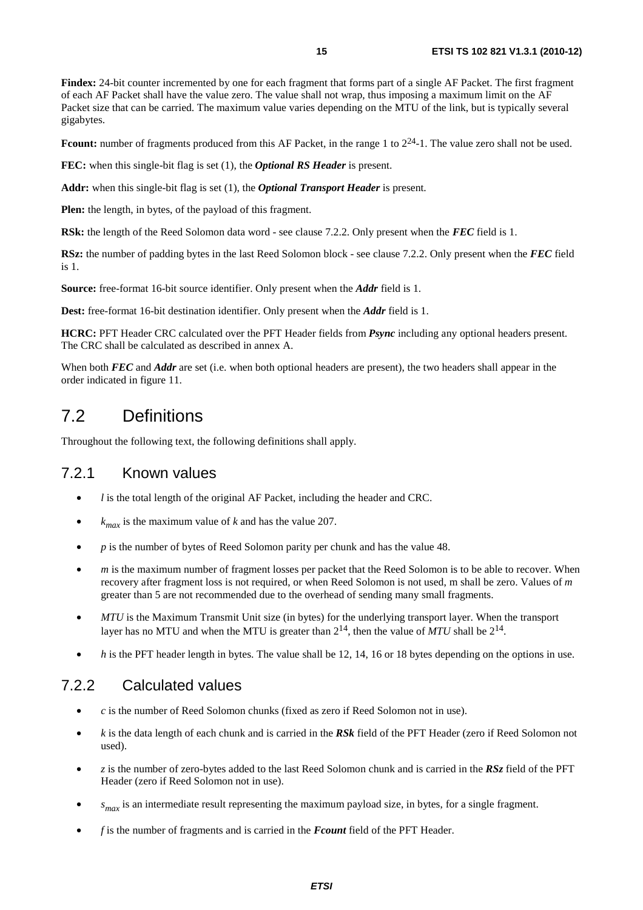**Findex:** 24-bit counter incremented by one for each fragment that forms part of a single AF Packet. The first fragment of each AF Packet shall have the value zero. The value shall not wrap, thus imposing a maximum limit on the AF Packet size that can be carried. The maximum value varies depending on the MTU of the link, but is typically several gigabytes.

**Fcount:** number of fragments produced from this AF Packet, in the range 1 to $2^{24}$-1. The value zero shall not be used.

**FEC:** when this single-bit flag is set (1), the ***Optional RS Header*** is present.

**Addr:** when this single-bit flag is set (1), the ***Optional Transport Header*** is present.

**Plen:** the length, in bytes, of the payload of this fragment.

**RSk:** the length of the Reed Solomon data word - see clause 7.2.2. Only present when the ***FEC*** field is 1.

**RSz:** the number of padding bytes in the last Reed Solomon block - see clause 7.2.2. Only present when the ***FEC*** field is 1.

**Source:** free-format 16-bit source identifier. Only present when the ***Addr*** field is 1.

**Dest:** free-format 16-bit destination identifier. Only present when the ***Addr*** field is 1.

**HCRC:** PFT Header CRC calculated over the PFT Header fields from ***Psync*** including any optional headers present. The CRC shall be calculated as described in annex A.

When both ***FEC*** and ***Addr*** are set (i.e. when both optional headers are present), the two headers shall appear in the order indicated in figure 11.

# 7.2 Definitions

Throughout the following text, the following definitions shall apply.

## 7.2.1 Known values

- $l$ is the total length of the original AF Packet, including the header and CRC.
- $k_{max}$ is the maximum value of $k$ and has the value 207.
- $p$ is the number of bytes of Reed Solomon parity per chunk and has the value 48.
- $m$ is the maximum number of fragment losses per packet that the Reed Solomon is to be able to recover. When recovery after fragment loss is not required, or when Reed Solomon is not used, m shall be zero. Values of $m$ greater than 5 are not recommended due to the overhead of sending many small fragments.
- *MTU* is the Maximum Transmit Unit size (in bytes) for the underlying transport layer. When the transport layer has no MTU and when the MTU is greater than $2^{14}$, then the value of *MTU* shall be $2^{14}$.
- $h$ is the PFT header length in bytes. The value shall be 12, 14, 16 or 18 bytes depending on the options in use.

## 7.2.2 Calculated values

- $c$ is the number of Reed Solomon chunks (fixed as zero if Reed Solomon not in use).
- $k$ is the data length of each chunk and is carried in the ***RSk*** field of the PFT Header (zero if Reed Solomon not used).
- $z$ is the number of zero-bytes added to the last Reed Solomon chunk and is carried in the ***RSz*** field of the PFT Header (zero if Reed Solomon not in use).
- $s_{max}$ is an intermediate result representing the maximum payload size, in bytes, for a single fragment.
- $f$ is the number of fragments and is carried in the ***Fcount*** field of the PFT Header.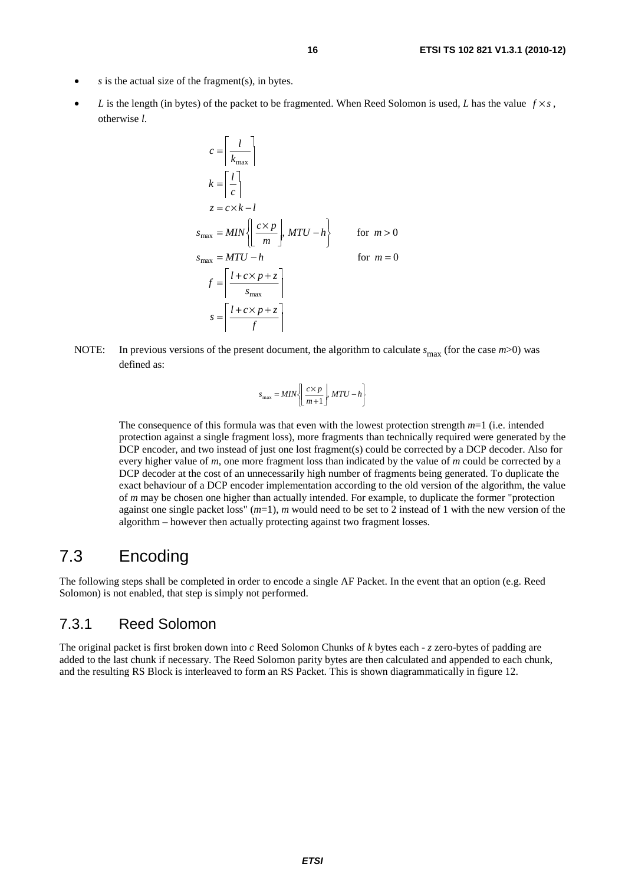- $s$ is the actual size of the fragment(s), in bytes.
- $L$ is the length (in bytes) of the packet to be fragmented. When Reed Solomon is used, $L$ has the value $f \times s$, otherwise $l$.

$$c = \left\lceil \frac{l}{k_{\max}} \right\rceil$$

$$k = \left\lceil \frac{l}{c} \right\rceil$$

$$z = c \times k - l$$

$$s_{\max} = MIN\left\{ \left\lfloor \frac{c \times p}{m} \right\rfloor, MTU - h \right\} \qquad \text{for } m > 0$$

$$s_{\max} = MTU - h \qquad \text{for } m = 0$$

$$f = \left\lceil \frac{l + c \times p + z}{s_{\max}} \right\rceil$$

$$s = \left\lceil \frac{l + c \times p + z}{f} \right\rceil$$

NOTE: In previous versions of the present document, the algorithm to calculate $s_{\max}$ (for the case $m$>0) was defined as:

$$s_{\max} = MIN\left\{ \left\lfloor \frac{c \times p}{m+1} \right\rfloor, MTU - h \right\}$$

The consequence of this formula was that even with the lowest protection strength $m$=1 (i.e. intended protection against a single fragment loss), more fragments than technically required were generated by the DCP encoder, and two instead of just one lost fragment(s) could be corrected by a DCP decoder. Also for every higher value of $m$, one more fragment loss than indicated by the value of $m$ could be corrected by a DCP decoder at the cost of an unnecessarily high number of fragments being generated. To duplicate the exact behaviour of a DCP encoder implementation according to the old version of the algorithm, the value of $m$ may be chosen one higher than actually intended. For example, to duplicate the former "protection against one single packet loss" ($m$=1), $m$ would need to be set to 2 instead of 1 with the new version of the algorithm – however then actually protecting against two fragment losses.

## 7.3 Encoding

The following steps shall be completed in order to encode a single AF Packet. In the event that an option (e.g. Reed Solomon) is not enabled, that step is simply not performed.

### 7.3.1 Reed Solomon

The original packet is first broken down into $c$ Reed Solomon Chunks of $k$ bytes each - $z$ zero-bytes of padding are added to the last chunk if necessary. The Reed Solomon parity bytes are then calculated and appended to each chunk, and the resulting RS Block is interleaved to form an RS Packet. This is shown diagrammatically in figure 12.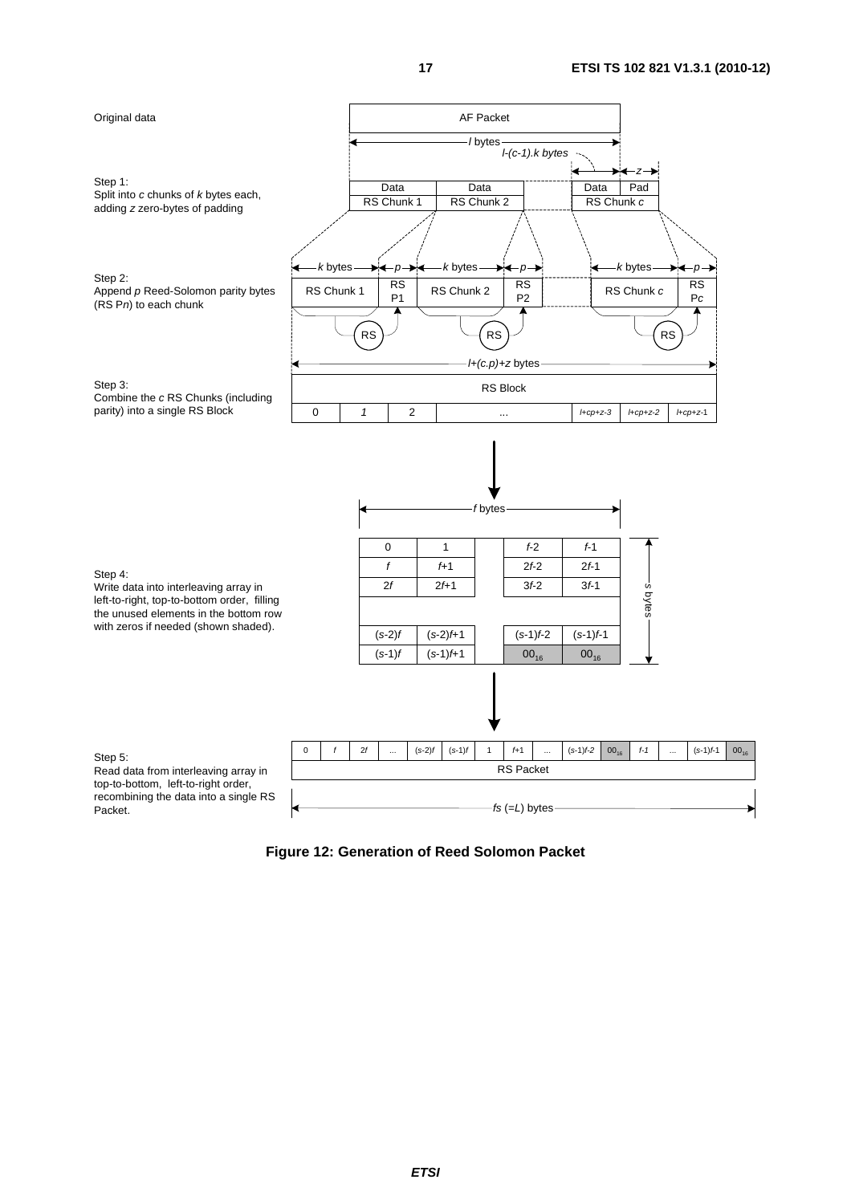Original data

Step 1:
Split into $c$ chunks of $k$ bytes each, adding $z$ zero-bytes of padding

Step 2:
Append $p$ Reed-Solomon parity bytes (RS P$n$) to each chunk

Step 3:
Combine the $c$ RS Chunks (including parity) into a single RS Block

Step 4:
Write data into interleaving array in left-to-right, top-to-bottom order, filling the unused elements in the bottom row with zeros if needed (shown shaded).

Step 5:
Read data from interleaving array in top-to-bottom, left-to-right order, recombining the data into a single RS Packet.

AF Packet — $l$ bytes; $l-(c-1).k$ bytes; $z$

Data / RS Chunk 1 | Data / RS Chunk 2 | Data / RS Chunk $c$ | Pad

$k$ bytes, $p$: RS Chunk 1 | RS P1 | RS Chunk 2 | RS P2 | RS Chunk $c$ | RS P$c$

$l+(c.p)+z$ bytes

RS Block

| 0 | 1 | 2 | ... | $l+cp+z-3$ | $l+cp+z-2$ | $l+cp+z-1$ |
|---|---|---|---|---|---|---|

$f$ bytes, $s$ bytes

| 0 | 1 | | $f$-2 | $f$-1 |
|---|---|---|---|---|
| $f$ | $f$+1 | | 2$f$-2 | 2$f$-1 |
| 2$f$ | 2$f$+1 | | 3$f$-2 | 3$f$-1 |
| | | | | |
| ($s$-2)$f$ | ($s$-2)$f$+1 | | ($s$-1)$f$-2 | ($s$-1)$f$-1 |
| ($s$-1)$f$ | ($s$-1)$f$+1 | | $00_{16}$ | $00_{16}$ |

| 0 | $f$ | 2$f$ | ... | ($s$-2)$f$ | ($s$-1)$f$ | 1 | $f$+1 | ... | ($s$-1)$f$-2 | $00_{16}$ | $f$-1 | ... | ($s$-1)$f$-1 | $00_{16}$ |
|---|---|---|---|---|---|---|---|---|---|---|---|---|---|---|

RS Packet

$fs$ (=$L$) bytes

**Figure 12: Generation of Reed Solomon Packet**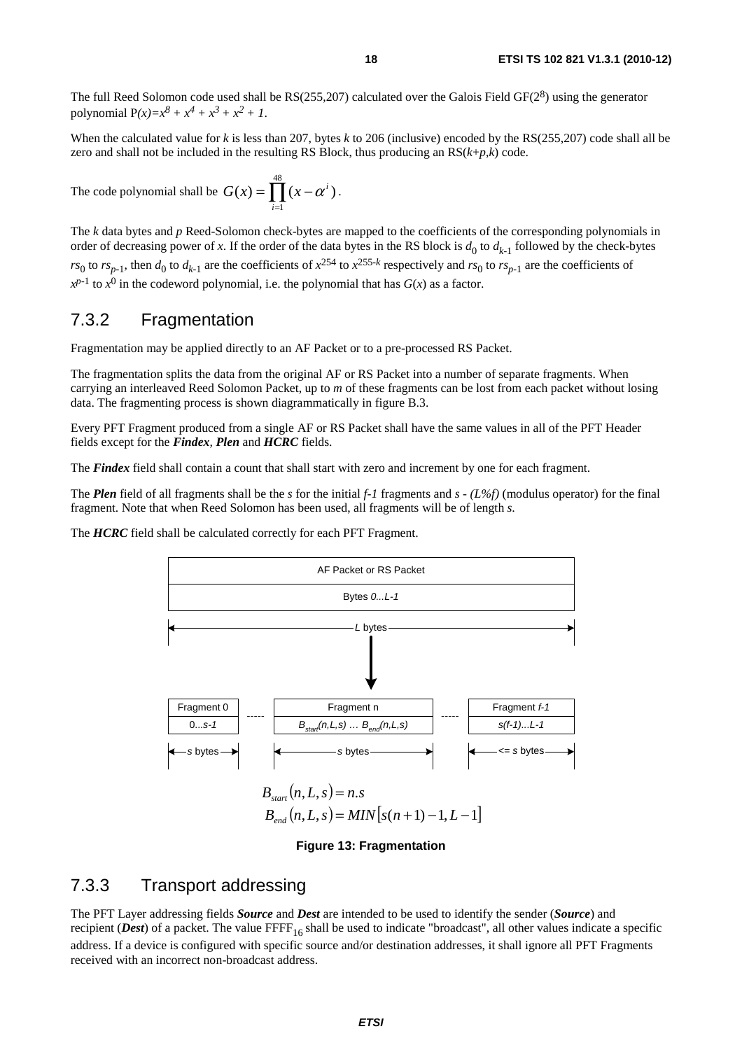The full Reed Solomon code used shall be RS(255,207) calculated over the Galois Field GF($2^8$) using the generator polynomial $P(x)=x^8 + x^4 + x^3 + x^2 + 1$.

When the calculated value for $k$ is less than 207, bytes $k$ to 206 (inclusive) encoded by the RS(255,207) code shall all be zero and shall not be included in the resulting RS Block, thus producing an RS($k$+$p$,$k$) code.

The code polynomial shall be $G(x) = \prod_{i=1}^{48}(x - \alpha^i)$.

The $k$ data bytes and $p$ Reed-Solomon check-bytes are mapped to the coefficients of the corresponding polynomials in order of decreasing power of $x$. If the order of the data bytes in the RS block is $d_0$ to $d_{k-1}$ followed by the check-bytes $rs_0$ to $rs_{p-1}$, then $d_0$ to $d_{k-1}$ are the coefficients of $x^{254}$ to $x^{255-k}$ respectively and $rs_0$ to $rs_{p-1}$ are the coefficients of $x^{p-1}$ to $x^0$ in the codeword polynomial, i.e. the polynomial that has $G(x)$ as a factor.

### 7.3.2 Fragmentation

Fragmentation may be applied directly to an AF Packet or to a pre-processed RS Packet.

The fragmentation splits the data from the original AF or RS Packet into a number of separate fragments. When carrying an interleaved Reed Solomon Packet, up to $m$ of these fragments can be lost from each packet without losing data. The fragmenting process is shown diagrammatically in figure B.3.

Every PFT Fragment produced from a single AF or RS Packet shall have the same values in all of the PFT Header fields except for the ***Findex***, ***Plen*** and ***HCRC*** fields.

The ***Findex*** field shall contain a count that shall start with zero and increment by one for each fragment.

The ***Plen*** field of all fragments shall be the $s$ for the initial $f-1$ fragments and $s - (L\%f)$ (modulus operator) for the final fragment. Note that when Reed Solomon has been used, all fragments will be of length $s$.

The ***HCRC*** field shall be calculated correctly for each PFT Fragment.

| AF Packet or RS Packet |
| --- |
| Bytes *0...L-1* |

← *L* bytes →

| Fragment 0 | ----- | Fragment n | ----- | Fragment *f-1* |
| --- | --- | --- | --- | --- |
| 0...*s-1* | | $B_{start}(n,L,s)$ ... $B_{end}(n,L,s)$ | | *s(f-1)...L-1* |
| ← *s* bytes → | | ← *s* bytes → | | ← <= *s* bytes → |

$$B_{start}(n,L,s) = n.s$$
$$B_{end}(n,L,s) = MIN[s(n+1)-1, L-1]$$

**Figure 13: Fragmentation**

### 7.3.3 Transport addressing

The PFT Layer addressing fields ***Source*** and ***Dest*** are intended to be used to identify the sender (***Source***) and recipient (***Dest***) of a packet. The value $FFFF_{16}$ shall be used to indicate "broadcast", all other values indicate a specific address. If a device is configured with specific source and/or destination addresses, it shall ignore all PFT Fragments received with an incorrect non-broadcast address.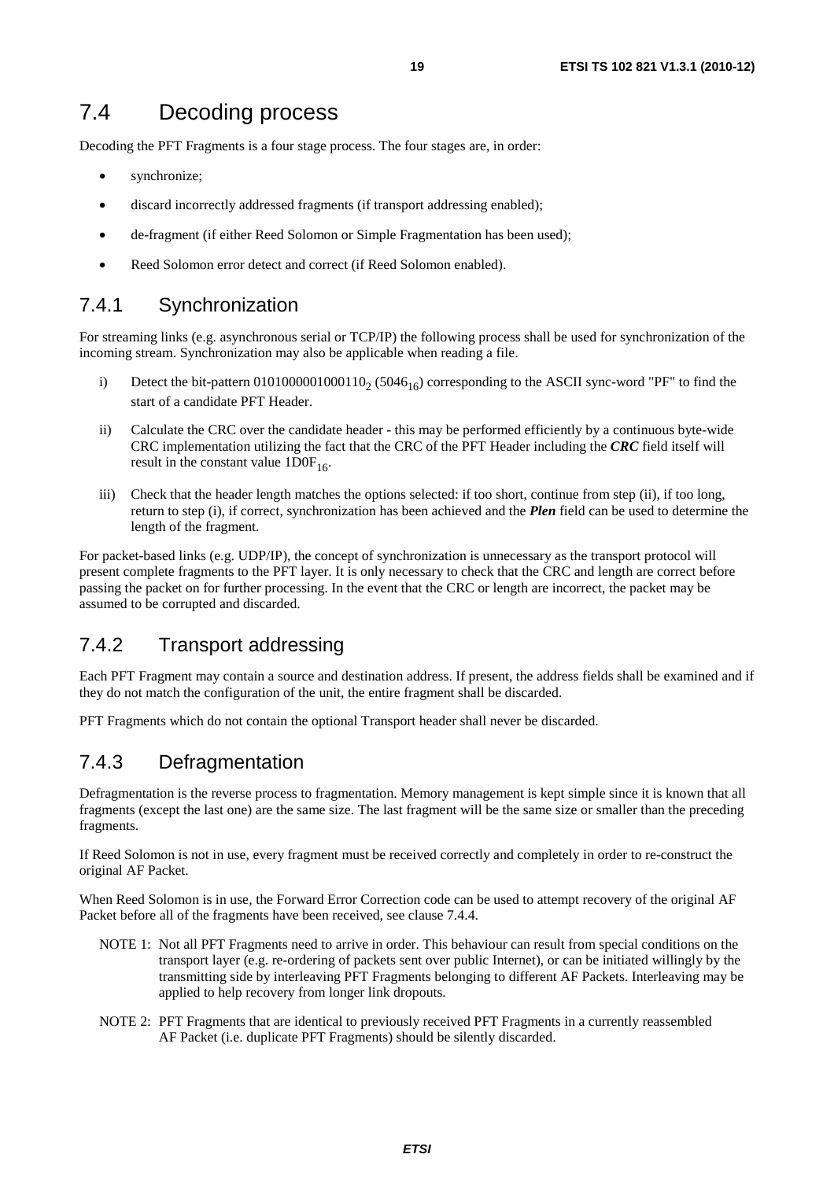## 7.4 Decoding process

Decoding the PFT Fragments is a four stage process. The four stages are, in order:

- synchronize;
- discard incorrectly addressed fragments (if transport addressing enabled);
- de-fragment (if either Reed Solomon or Simple Fragmentation has been used);
- Reed Solomon error detect and correct (if Reed Solomon enabled).

### 7.4.1 Synchronization

For streaming links (e.g. asynchronous serial or TCP/IP) the following process shall be used for synchronization of the incoming stream. Synchronization may also be applicable when reading a file.

i) Detect the bit-pattern $0101000001000110_2$ ($5046_{16}$) corresponding to the ASCII sync-word "PF" to find the start of a candidate PFT Header.

ii) Calculate the CRC over the candidate header - this may be performed efficiently by a continuous byte-wide CRC implementation utilizing the fact that the CRC of the PFT Header including the ***CRC*** field itself will result in the constant value $1D0F_{16}$.

iii) Check that the header length matches the options selected: if too short, continue from step (ii), if too long, return to step (i), if correct, synchronization has been achieved and the ***Plen*** field can be used to determine the length of the fragment.

For packet-based links (e.g. UDP/IP), the concept of synchronization is unnecessary as the transport protocol will present complete fragments to the PFT layer. It is only necessary to check that the CRC and length are correct before passing the packet on for further processing. In the event that the CRC or length are incorrect, the packet may be assumed to be corrupted and discarded.

### 7.4.2 Transport addressing

Each PFT Fragment may contain a source and destination address. If present, the address fields shall be examined and if they do not match the configuration of the unit, the entire fragment shall be discarded.

PFT Fragments which do not contain the optional Transport header shall never be discarded.

### 7.4.3 Defragmentation

Defragmentation is the reverse process to fragmentation. Memory management is kept simple since it is known that all fragments (except the last one) are the same size. The last fragment will be the same size or smaller than the preceding fragments.

If Reed Solomon is not in use, every fragment must be received correctly and completely in order to re-construct the original AF Packet.

When Reed Solomon is in use, the Forward Error Correction code can be used to attempt recovery of the original AF Packet before all of the fragments have been received, see clause 7.4.4.

NOTE 1: Not all PFT Fragments need to arrive in order. This behaviour can result from special conditions on the transport layer (e.g. re-ordering of packets sent over public Internet), or can be initiated willingly by the transmitting side by interleaving PFT Fragments belonging to different AF Packets. Interleaving may be applied to help recovery from longer link dropouts.

NOTE 2: PFT Fragments that are identical to previously received PFT Fragments in a currently reassembled AF Packet (i.e. duplicate PFT Fragments) should be silently discarded.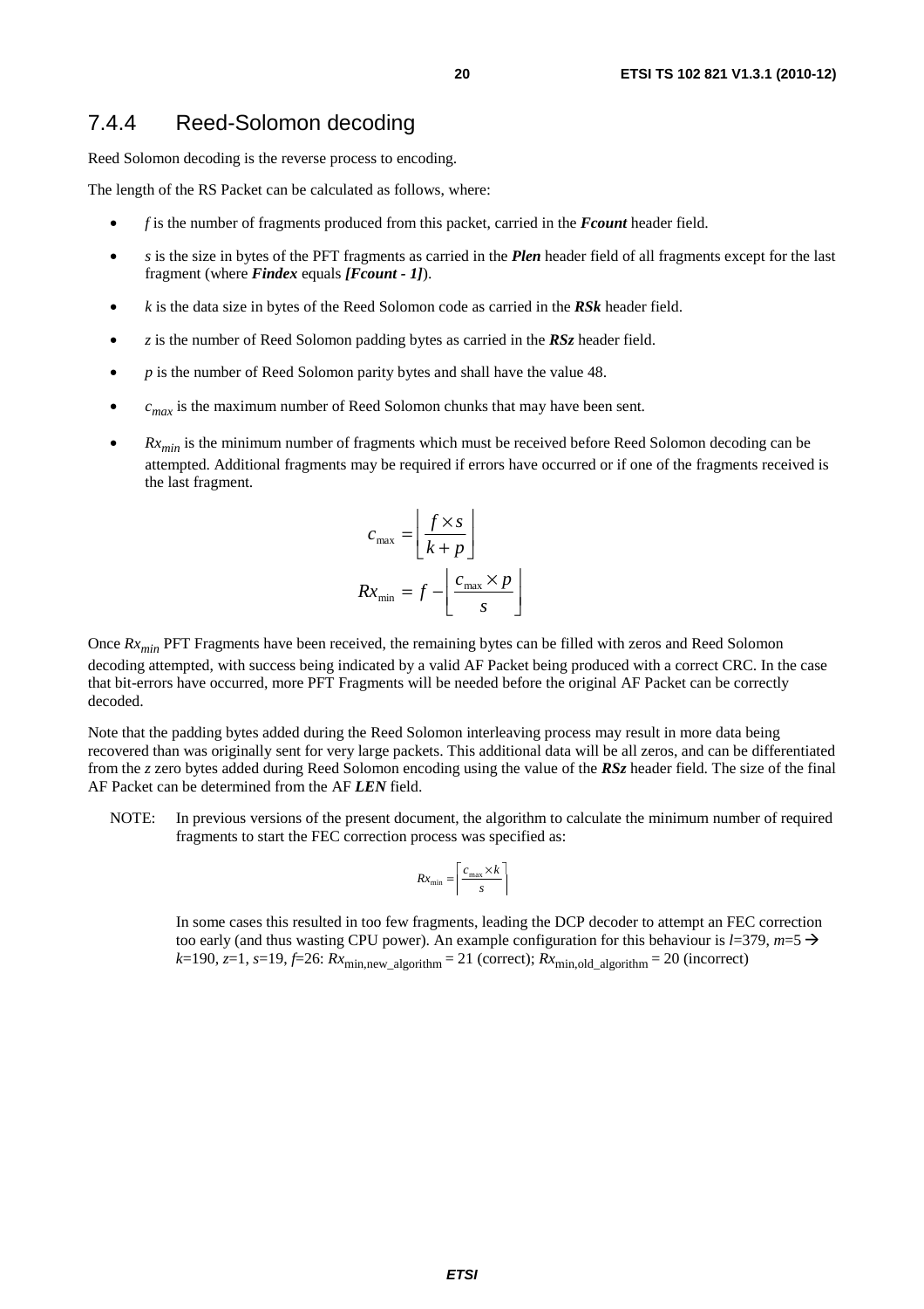### 7.4.4 Reed-Solomon decoding

Reed Solomon decoding is the reverse process to encoding.

The length of the RS Packet can be calculated as follows, where:

- $f$ is the number of fragments produced from this packet, carried in the ***Fcount*** header field.
- $s$ is the size in bytes of the PFT fragments as carried in the ***Plen*** header field of all fragments except for the last fragment (where ***Findex*** equals ***[Fcount - 1]***).
- $k$ is the data size in bytes of the Reed Solomon code as carried in the ***RSk*** header field.
- $z$ is the number of Reed Solomon padding bytes as carried in the ***RSz*** header field.
- $p$ is the number of Reed Solomon parity bytes and shall have the value 48.
- $c_{max}$ is the maximum number of Reed Solomon chunks that may have been sent.
- $Rx_{min}$ is the minimum number of fragments which must be received before Reed Solomon decoding can be attempted. Additional fragments may be required if errors have occurred or if one of the fragments received is the last fragment.

$$c_{\max} = \left\lfloor \frac{f \times s}{k + p} \right\rfloor$$

$$Rx_{\min} = f - \left\lfloor \frac{c_{\max} \times p}{s} \right\rfloor$$

Once $Rx_{min}$ PFT Fragments have been received, the remaining bytes can be filled with zeros and Reed Solomon decoding attempted, with success being indicated by a valid AF Packet being produced with a correct CRC. In the case that bit-errors have occurred, more PFT Fragments will be needed before the original AF Packet can be correctly decoded.

Note that the padding bytes added during the Reed Solomon interleaving process may result in more data being recovered than was originally sent for very large packets. This additional data will be all zeros, and can be differentiated from the $z$ zero bytes added during Reed Solomon encoding using the value of the ***RSz*** header field. The size of the final AF Packet can be determined from the AF ***LEN*** field.

NOTE: In previous versions of the present document, the algorithm to calculate the minimum number of required fragments to start the FEC correction process was specified as:

$$Rx_{\min} = \left\lceil \frac{c_{\max} \times k}{s} \right\rceil$$

In some cases this resulted in too few fragments, leading the DCP decoder to attempt an FEC correction too early (and thus wasting CPU power). An example configuration for this behaviour is $l$=379, $m$=5 → $k$=190, $z$=1, $s$=19, $f$=26: $Rx_{\text{min,new\_algorithm}}$ = 21 (correct); $Rx_{\text{min,old\_algorithm}}$ = 20 (incorrect)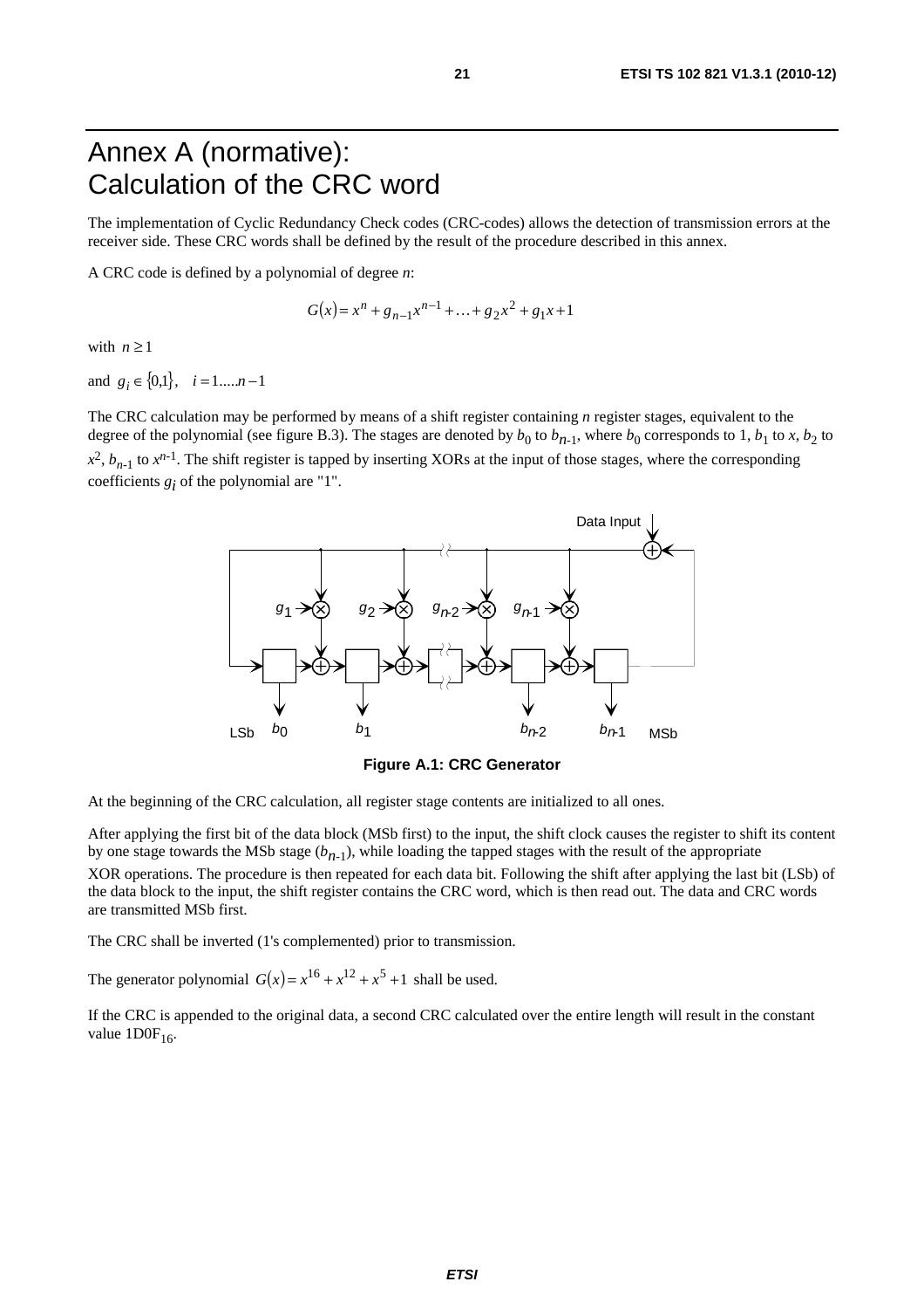# Annex A (normative): Calculation of the CRC word

The implementation of Cyclic Redundancy Check codes (CRC-codes) allows the detection of transmission errors at the receiver side. These CRC words shall be defined by the result of the procedure described in this annex.

A CRC code is defined by a polynomial of degree *n*:

$$G(x) = x^n + g_{n-1}x^{n-1} + \ldots + g_2x^2 + g_1x + 1$$

with $n \geq 1$

and $g_i \in \{0,1\}, \quad i = 1.....n-1$

The CRC calculation may be performed by means of a shift register containing *n* register stages, equivalent to the degree of the polynomial (see figure B.3). The stages are denoted by $b_0$ to $b_{n-1}$, where $b_0$ corresponds to 1, $b_1$ to *x*, $b_2$ to $x^2$, $b_{n-1}$ to $x^{n-1}$. The shift register is tapped by inserting XORs at the input of those stages, where the corresponding coefficients $g_i$ of the polynomial are "1".

**Figure A.1: CRC Generator**

At the beginning of the CRC calculation, all register stage contents are initialized to all ones.

After applying the first bit of the data block (MSb first) to the input, the shift clock causes the register to shift its content by one stage towards the MSb stage ($b_{n-1}$), while loading the tapped stages with the result of the appropriate XOR operations. The procedure is then repeated for each data bit. Following the shift after applying the last bit (LSb) of the data block to the input, the shift register contains the CRC word, which is then read out. The data and CRC words are transmitted MSb first.

The CRC shall be inverted (1's complemented) prior to transmission.

The generator polynomial $G(x) = x^{16} + x^{12} + x^5 + 1$ shall be used.

If the CRC is appended to the original data, a second CRC calculated over the entire length will result in the constant value $1D0F_{16}$.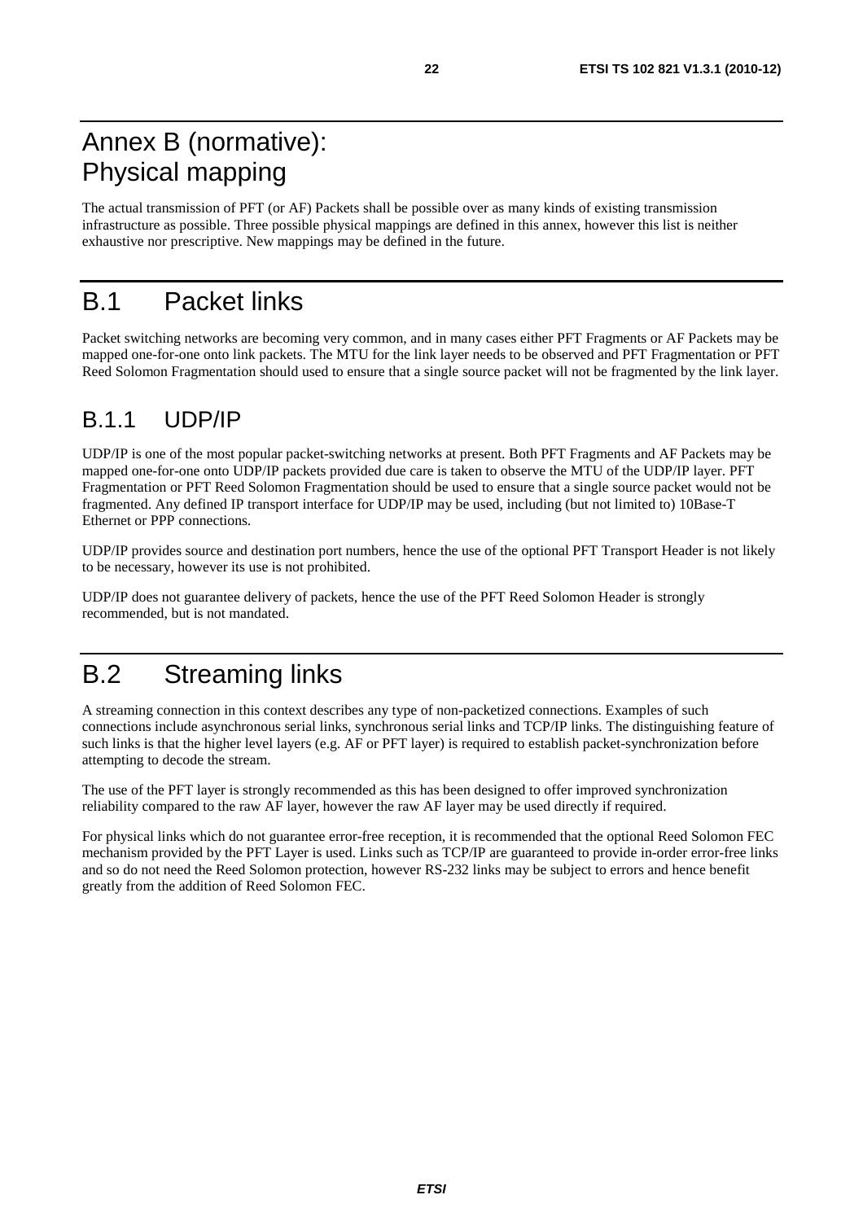# Annex B (normative): Physical mapping

The actual transmission of PFT (or AF) Packets shall be possible over as many kinds of existing transmission infrastructure as possible. Three possible physical mappings are defined in this annex, however this list is neither exhaustive nor prescriptive. New mappings may be defined in the future.

# B.1 Packet links

Packet switching networks are becoming very common, and in many cases either PFT Fragments or AF Packets may be mapped one-for-one onto link packets. The MTU for the link layer needs to be observed and PFT Fragmentation or PFT Reed Solomon Fragmentation should used to ensure that a single source packet will not be fragmented by the link layer.

## B.1.1 UDP/IP

UDP/IP is one of the most popular packet-switching networks at present. Both PFT Fragments and AF Packets may be mapped one-for-one onto UDP/IP packets provided due care is taken to observe the MTU of the UDP/IP layer. PFT Fragmentation or PFT Reed Solomon Fragmentation should be used to ensure that a single source packet would not be fragmented. Any defined IP transport interface for UDP/IP may be used, including (but not limited to) 10Base-T Ethernet or PPP connections.

UDP/IP provides source and destination port numbers, hence the use of the optional PFT Transport Header is not likely to be necessary, however its use is not prohibited.

UDP/IP does not guarantee delivery of packets, hence the use of the PFT Reed Solomon Header is strongly recommended, but is not mandated.

# B.2 Streaming links

A streaming connection in this context describes any type of non-packetized connections. Examples of such connections include asynchronous serial links, synchronous serial links and TCP/IP links. The distinguishing feature of such links is that the higher level layers (e.g. AF or PFT layer) is required to establish packet-synchronization before attempting to decode the stream.

The use of the PFT layer is strongly recommended as this has been designed to offer improved synchronization reliability compared to the raw AF layer, however the raw AF layer may be used directly if required.

For physical links which do not guarantee error-free reception, it is recommended that the optional Reed Solomon FEC mechanism provided by the PFT Layer is used. Links such as TCP/IP are guaranteed to provide in-order error-free links and so do not need the Reed Solomon protection, however RS-232 links may be subject to errors and hence benefit greatly from the addition of Reed Solomon FEC.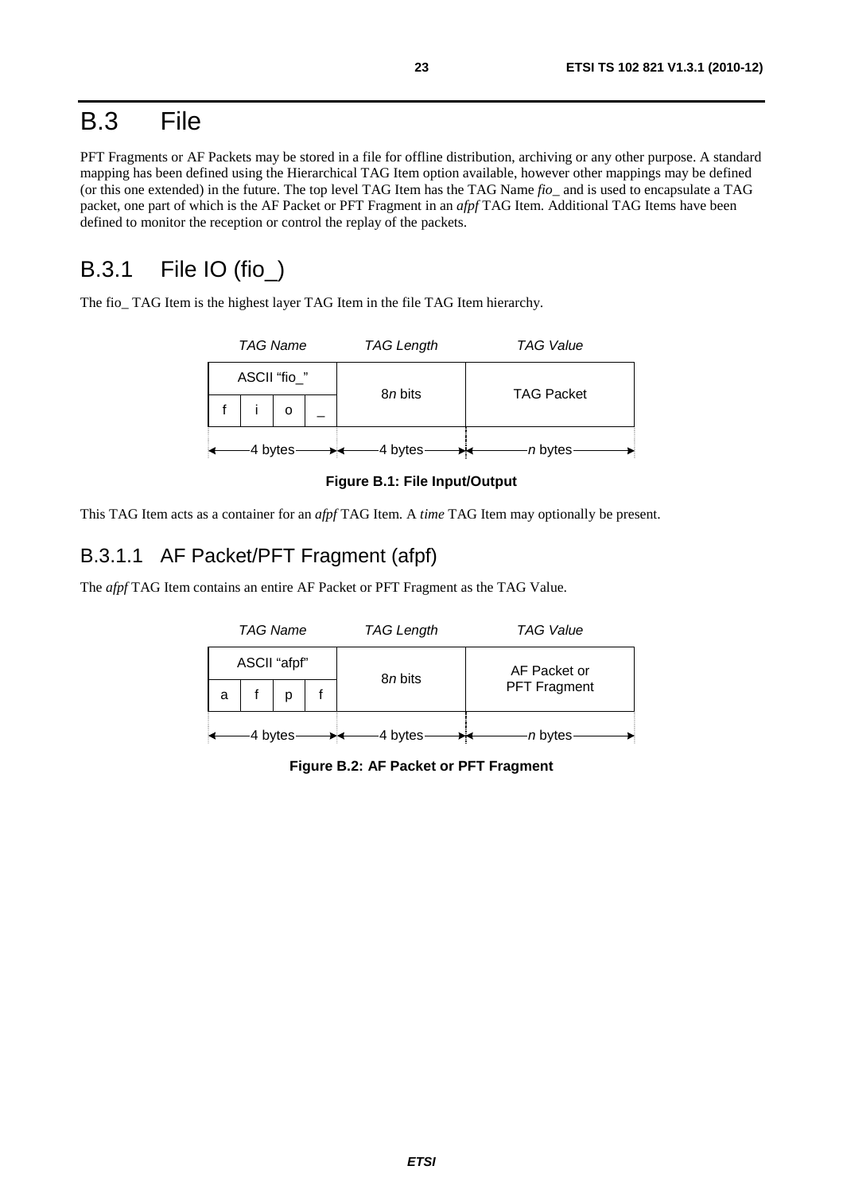# B.3 File

PFT Fragments or AF Packets may be stored in a file for offline distribution, archiving or any other purpose. A standard mapping has been defined using the Hierarchical TAG Item option available, however other mappings may be defined (or this one extended) in the future. The top level TAG Item has the TAG Name *fio_* and is used to encapsulate a TAG packet, one part of which is the AF Packet or PFT Fragment in an *afpf* TAG Item. Additional TAG Items have been defined to monitor the reception or control the replay of the packets.

## B.3.1 File IO (fio_)

The fio_ TAG Item is the highest layer TAG Item in the file TAG Item hierarchy.

| *TAG Name* | | | | *TAG Length* | *TAG Value* |
|---|---|---|---|---|---|
| ASCII "fio_" | | | | 8*n* bits | TAG Packet |
| f | i | o | _ | | |
| 4 bytes | | | | 4 bytes | *n* bytes |

**Figure B.1: File Input/Output**

This TAG Item acts as a container for an *afpf* TAG Item. A *time* TAG Item may optionally be present.

### B.3.1.1 AF Packet/PFT Fragment (afpf)

The *afpf* TAG Item contains an entire AF Packet or PFT Fragment as the TAG Value.

| *TAG Name* | | | | *TAG Length* | *TAG Value* |
|---|---|---|---|---|---|
| ASCII "afpf" | | | | 8*n* bits | AF Packet or PFT Fragment |
| a | f | p | f | | |
| 4 bytes | | | | 4 bytes | *n* bytes |

**Figure B.2: AF Packet or PFT Fragment**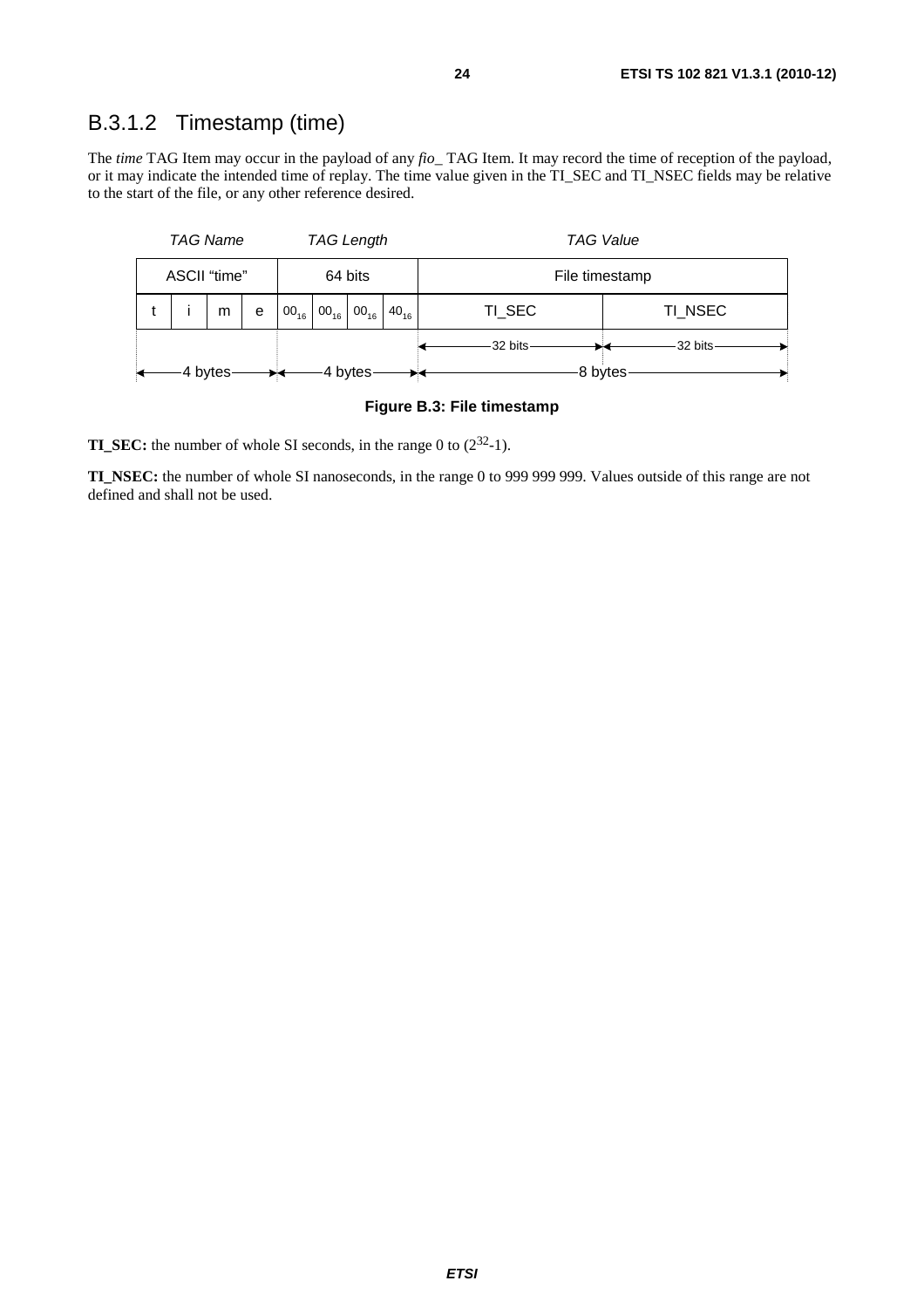### B.3.1.2 Timestamp (time)

The *time* TAG Item may occur in the payload of any *fio_* TAG Item. It may record the time of reception of the payload, or it may indicate the intended time of replay. The time value given in the TI_SEC and TI_NSEC fields may be relative to the start of the file, or any other reference desired.

| *TAG Name* | | | | *TAG Length* | | | | *TAG Value* | |
|---|---|---|---|---|---|---|---|---|---|
| ASCII "time" | | | | 64 bits | | | | File timestamp | |
| t | i | m | e | $00_{16}$ | $00_{16}$ | $00_{16}$ | $40_{16}$ | TI_SEC | TI_NSEC |
| | | | | | | | | 32 bits | 32 bits |
| 4 bytes | | | | 4 bytes | | | | 8 bytes | |

**Figure B.3: File timestamp**

**TI_SEC:** the number of whole SI seconds, in the range 0 to ($2^{32}$-1).

**TI_NSEC:** the number of whole SI nanoseconds, in the range 0 to 999 999 999. Values outside of this range are not defined and shall not be used.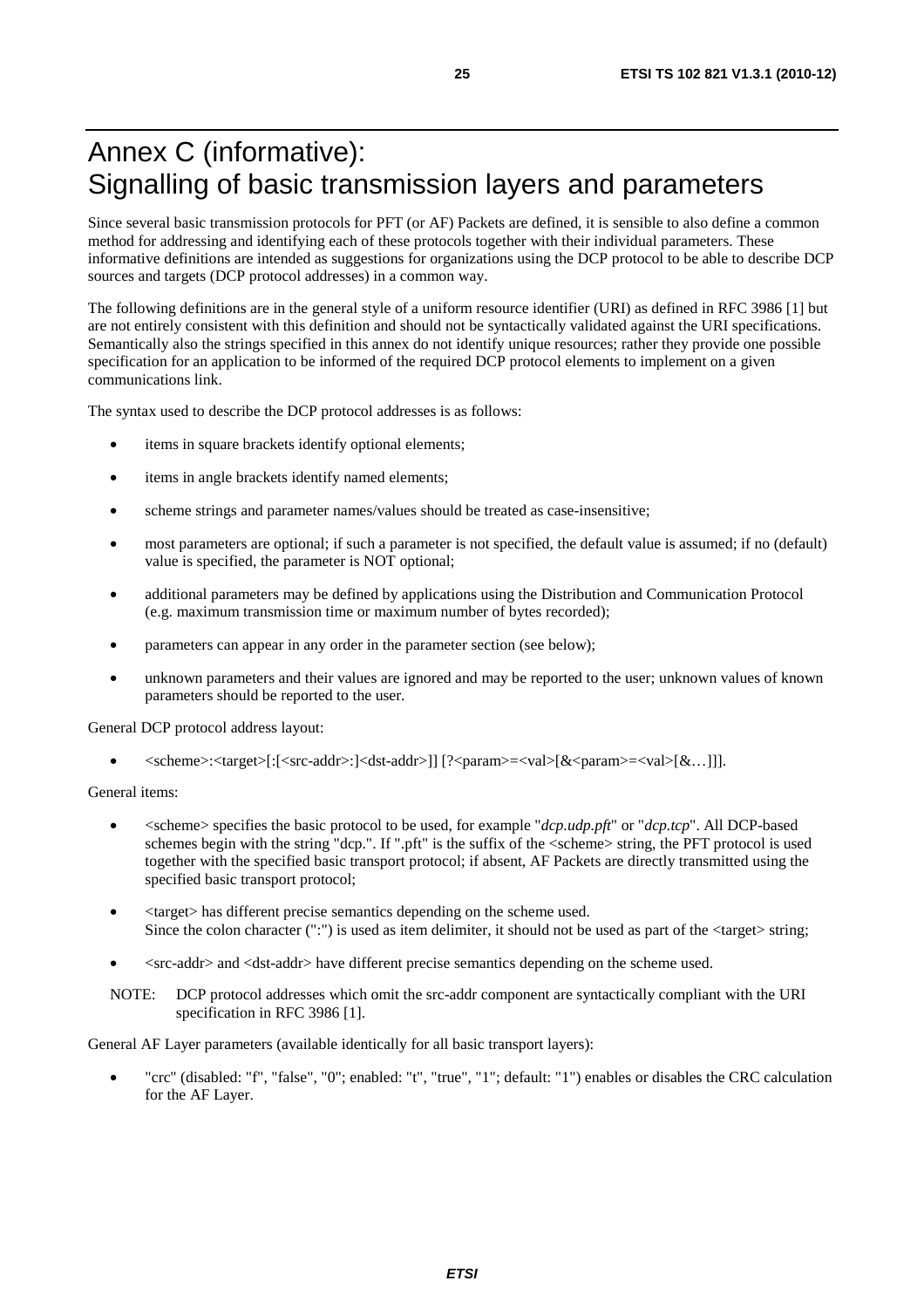# Annex C (informative): Signalling of basic transmission layers and parameters

Since several basic transmission protocols for PFT (or AF) Packets are defined, it is sensible to also define a common method for addressing and identifying each of these protocols together with their individual parameters. These informative definitions are intended as suggestions for organizations using the DCP protocol to be able to describe DCP sources and targets (DCP protocol addresses) in a common way.

The following definitions are in the general style of a uniform resource identifier (URI) as defined in RFC 3986 [1] but are not entirely consistent with this definition and should not be syntactically validated against the URI specifications. Semantically also the strings specified in this annex do not identify unique resources; rather they provide one possible specification for an application to be informed of the required DCP protocol elements to implement on a given communications link.

The syntax used to describe the DCP protocol addresses is as follows:

- items in square brackets identify optional elements;
- items in angle brackets identify named elements;
- scheme strings and parameter names/values should be treated as case-insensitive;
- most parameters are optional; if such a parameter is not specified, the default value is assumed; if no (default) value is specified, the parameter is NOT optional;
- additional parameters may be defined by applications using the Distribution and Communication Protocol (e.g. maximum transmission time or maximum number of bytes recorded);
- parameters can appear in any order in the parameter section (see below);
- unknown parameters and their values are ignored and may be reported to the user; unknown values of known parameters should be reported to the user.

General DCP protocol address layout:

- <scheme>:<target>[:[<src-addr>:]<dst-addr>]] [?<param>=<val>[&<param>=<val>[&…]]].

General items:

- <scheme> specifies the basic protocol to be used, for example "*dcp.udp.pft*" or "*dcp.tcp*". All DCP-based schemes begin with the string "dcp.". If ".pft" is the suffix of the <scheme> string, the PFT protocol is used together with the specified basic transport protocol; if absent, AF Packets are directly transmitted using the specified basic transport protocol;
- <target> has different precise semantics depending on the scheme used.
  Since the colon character (":") is used as item delimiter, it should not be used as part of the <target> string;
- <src-addr> and <dst-addr> have different precise semantics depending on the scheme used.

NOTE: DCP protocol addresses which omit the src-addr component are syntactically compliant with the URI specification in RFC 3986 [1].

General AF Layer parameters (available identically for all basic transport layers):

- "crc" (disabled: "f", "false", "0"; enabled: "t", "true", "1"; default: "1") enables or disables the CRC calculation for the AF Layer.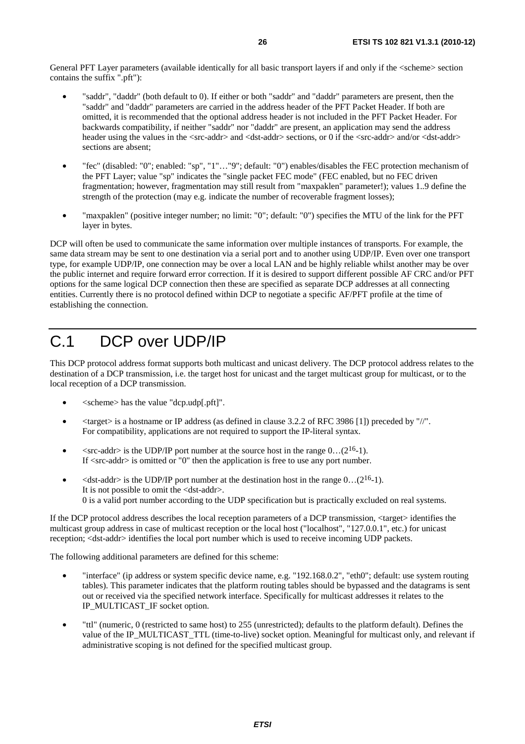General PFT Layer parameters (available identically for all basic transport layers if and only if the <scheme> section contains the suffix ".pft"):

- "saddr", "daddr" (both default to 0). If either or both "saddr" and "daddr" parameters are present, then the "saddr" and "daddr" parameters are carried in the address header of the PFT Packet Header. If both are omitted, it is recommended that the optional address header is not included in the PFT Packet Header. For backwards compatibility, if neither "saddr" nor "daddr" are present, an application may send the address header using the values in the <src-addr> and <dst-addr> sections, or 0 if the <src-addr> and/or <dst-addr> sections are absent;
- "fec" (disabled: "0"; enabled: "sp", "1"…"9"; default: "0") enables/disables the FEC protection mechanism of the PFT Layer; value "sp" indicates the "single packet FEC mode" (FEC enabled, but no FEC driven fragmentation; however, fragmentation may still result from "maxpaklen" parameter!); values 1..9 define the strength of the protection (may e.g. indicate the number of recoverable fragment losses);
- "maxpaklen" (positive integer number; no limit: "0"; default: "0") specifies the MTU of the link for the PFT layer in bytes.

DCP will often be used to communicate the same information over multiple instances of transports. For example, the same data stream may be sent to one destination via a serial port and to another using UDP/IP. Even over one transport type, for example UDP/IP, one connection may be over a local LAN and be highly reliable whilst another may be over the public internet and require forward error correction. If it is desired to support different possible AF CRC and/or PFT options for the same logical DCP connection then these are specified as separate DCP addresses at all connecting entities. Currently there is no protocol defined within DCP to negotiate a specific AF/PFT profile at the time of establishing the connection.

# C.1 DCP over UDP/IP

This DCP protocol address format supports both multicast and unicast delivery. The DCP protocol address relates to the destination of a DCP transmission, i.e. the target host for unicast and the target multicast group for multicast, or to the local reception of a DCP transmission.

- <scheme> has the value "dcp.udp[.pft]".
- <target> is a hostname or IP address (as defined in clause 3.2.2 of RFC 3986 [1]) preceded by "//". For compatibility, applications are not required to support the IP-literal syntax.
- <src-addr> is the UDP/IP port number at the source host in the range $0\ldots(2^{16}-1)$. If <src-addr> is omitted or "0" then the application is free to use any port number.
- <dst-addr> is the UDP/IP port number at the destination host in the range $0\ldots(2^{16}-1)$. It is not possible to omit the <dst-addr>. 0 is a valid port number according to the UDP specification but is practically excluded on real systems.

If the DCP protocol address describes the local reception parameters of a DCP transmission, <target> identifies the multicast group address in case of multicast reception or the local host ("localhost", "127.0.0.1", etc.) for unicast reception; <dst-addr> identifies the local port number which is used to receive incoming UDP packets.

The following additional parameters are defined for this scheme:

- "interface" (ip address or system specific device name, e.g. "192.168.0.2", "eth0"; default: use system routing tables). This parameter indicates that the platform routing tables should be bypassed and the datagrams is sent out or received via the specified network interface. Specifically for multicast addresses it relates to the IP_MULTICAST_IF socket option.
- "ttl" (numeric, 0 (restricted to same host) to 255 (unrestricted); defaults to the platform default). Defines the value of the IP_MULTICAST_TTL (time-to-live) socket option. Meaningful for multicast only, and relevant if administrative scoping is not defined for the specified multicast group.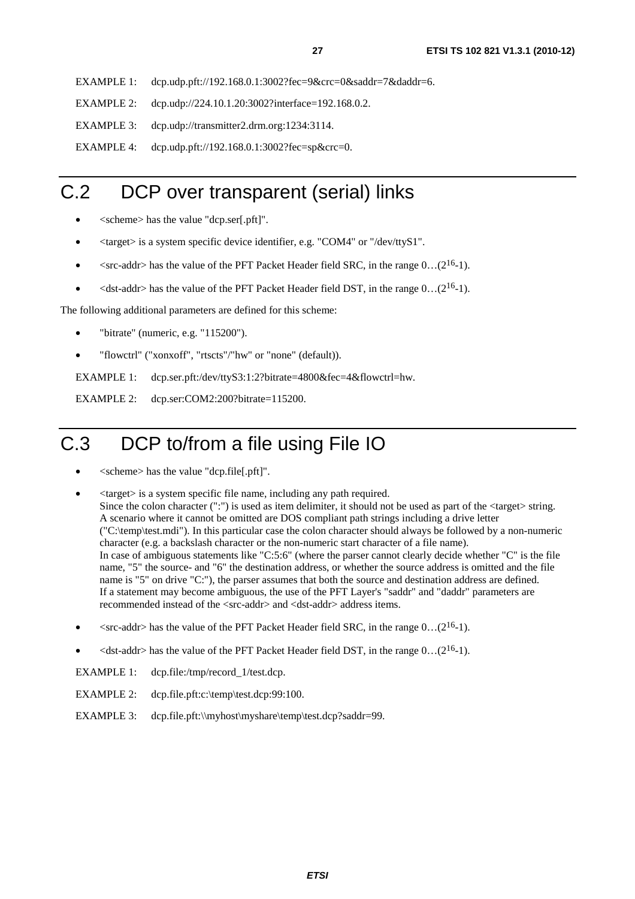EXAMPLE 1: dcp.udp.pft://192.168.0.1:3002?fec=9&crc=0&saddr=7&daddr=6.

EXAMPLE 2: dcp.udp://224.10.1.20:3002?interface=192.168.0.2.

EXAMPLE 3: dcp.udp://transmitter2.drm.org:1234:3114.

EXAMPLE 4: dcp.udp.pft://192.168.0.1:3002?fec=sp&crc=0.

# C.2 DCP over transparent (serial) links

- <scheme> has the value "dcp.ser[.pft]".
- <target> is a system specific device identifier, e.g. "COM4" or "/dev/ttyS1".
- <src-addr> has the value of the PFT Packet Header field SRC, in the range 0…($2^{16}$-1).
- <dst-addr> has the value of the PFT Packet Header field DST, in the range 0…($2^{16}$-1).

The following additional parameters are defined for this scheme:

- "bitrate" (numeric, e.g. "115200").
- "flowctrl" ("xonxoff", "rtscts"/"hw" or "none" (default)).

EXAMPLE 1: dcp.ser.pft:/dev/ttyS3:1:2?bitrate=4800&fec=4&flowctrl=hw.

EXAMPLE 2: dcp.ser:COM2:200?bitrate=115200.

# C.3 DCP to/from a file using File IO

- <scheme> has the value "dcp.file[.pft]".
- <target> is a system specific file name, including any path required.
  Since the colon character (":") is used as item delimiter, it should not be used as part of the <target> string. A scenario where it cannot be omitted are DOS compliant path strings including a drive letter ("C:\temp\test.mdi"). In this particular case the colon character should always be followed by a non-numeric character (e.g. a backslash character or the non-numeric start character of a file name).
  In case of ambiguous statements like "C:5:6" (where the parser cannot clearly decide whether "C" is the file name, "5" the source- and "6" the destination address, or whether the source address is omitted and the file name is "5" on drive "C:"), the parser assumes that both the source and destination address are defined.
  If a statement may become ambiguous, the use of the PFT Layer's "saddr" and "daddr" parameters are recommended instead of the <src-addr> and <dst-addr> address items.
- <src-addr> has the value of the PFT Packet Header field SRC, in the range 0…($2^{16}$-1).
- <dst-addr> has the value of the PFT Packet Header field DST, in the range 0…($2^{16}$-1).

EXAMPLE 1: dcp.file:/tmp/record_1/test.dcp.

EXAMPLE 2: dcp.file.pft:c:\temp\test.dcp:99:100.

EXAMPLE 3: dcp.file.pft:\\myhost\myshare\temp\test.dcp?saddr=99.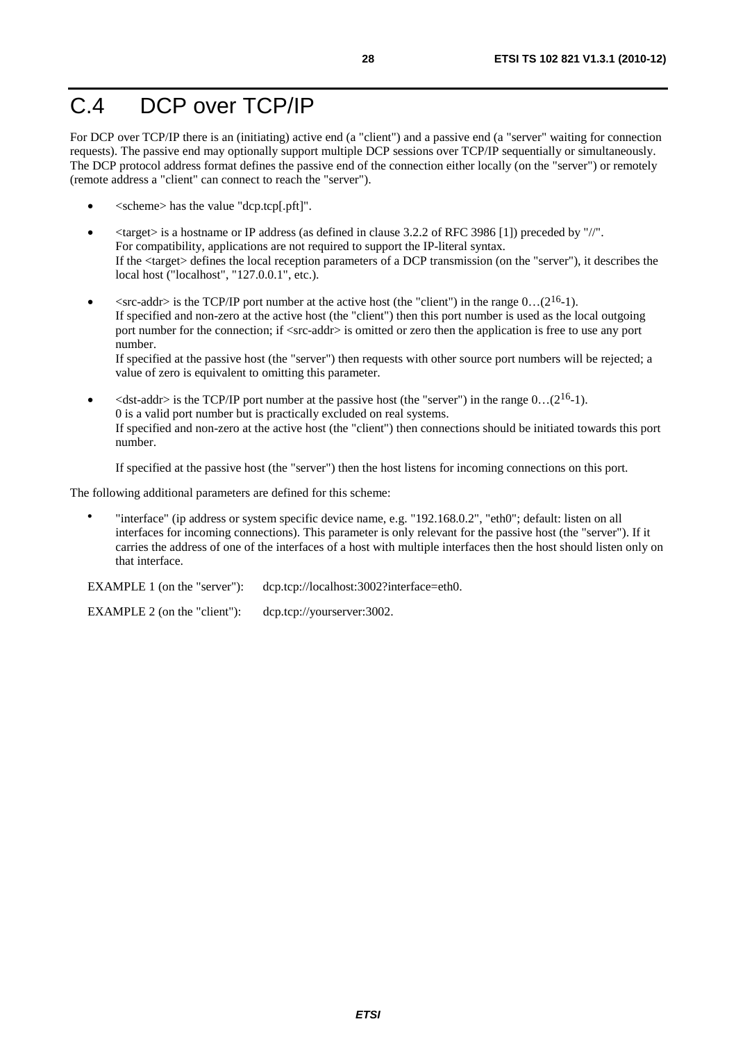# C.4 DCP over TCP/IP

For DCP over TCP/IP there is an (initiating) active end (a "client") and a passive end (a "server" waiting for connection requests). The passive end may optionally support multiple DCP sessions over TCP/IP sequentially or simultaneously. The DCP protocol address format defines the passive end of the connection either locally (on the "server") or remotely (remote address a "client" can connect to reach the "server").

- <scheme> has the value "dcp.tcp[.pft]".
- <target> is a hostname or IP address (as defined in clause 3.2.2 of RFC 3986 [1]) preceded by "//". For compatibility, applications are not required to support the IP-literal syntax. If the <target> defines the local reception parameters of a DCP transmission (on the "server"), it describes the local host ("localhost", "127.0.0.1", etc.).
- <src-addr> is the TCP/IP port number at the active host (the "client") in the range $0 \ldots (2^{16}-1)$. If specified and non-zero at the active host (the "client") then this port number is used as the local outgoing port number for the connection; if <src-addr> is omitted or zero then the application is free to use any port number.
  If specified at the passive host (the "server") then requests with other source port numbers will be rejected; a value of zero is equivalent to omitting this parameter.
- <dst-addr> is the TCP/IP port number at the passive host (the "server") in the range $0 \ldots (2^{16}-1)$. 0 is a valid port number but is practically excluded on real systems. If specified and non-zero at the active host (the "client") then connections should be initiated towards this port number.

  If specified at the passive host (the "server") then the host listens for incoming connections on this port.

The following additional parameters are defined for this scheme:

- "interface" (ip address or system specific device name, e.g. "192.168.0.2", "eth0"; default: listen on all interfaces for incoming connections). This parameter is only relevant for the passive host (the "server"). If it carries the address of one of the interfaces of a host with multiple interfaces then the host should listen only on that interface.

EXAMPLE 1 (on the "server"): dcp.tcp://localhost:3002?interface=eth0.

EXAMPLE 2 (on the "client"): dcp.tcp://yourserver:3002.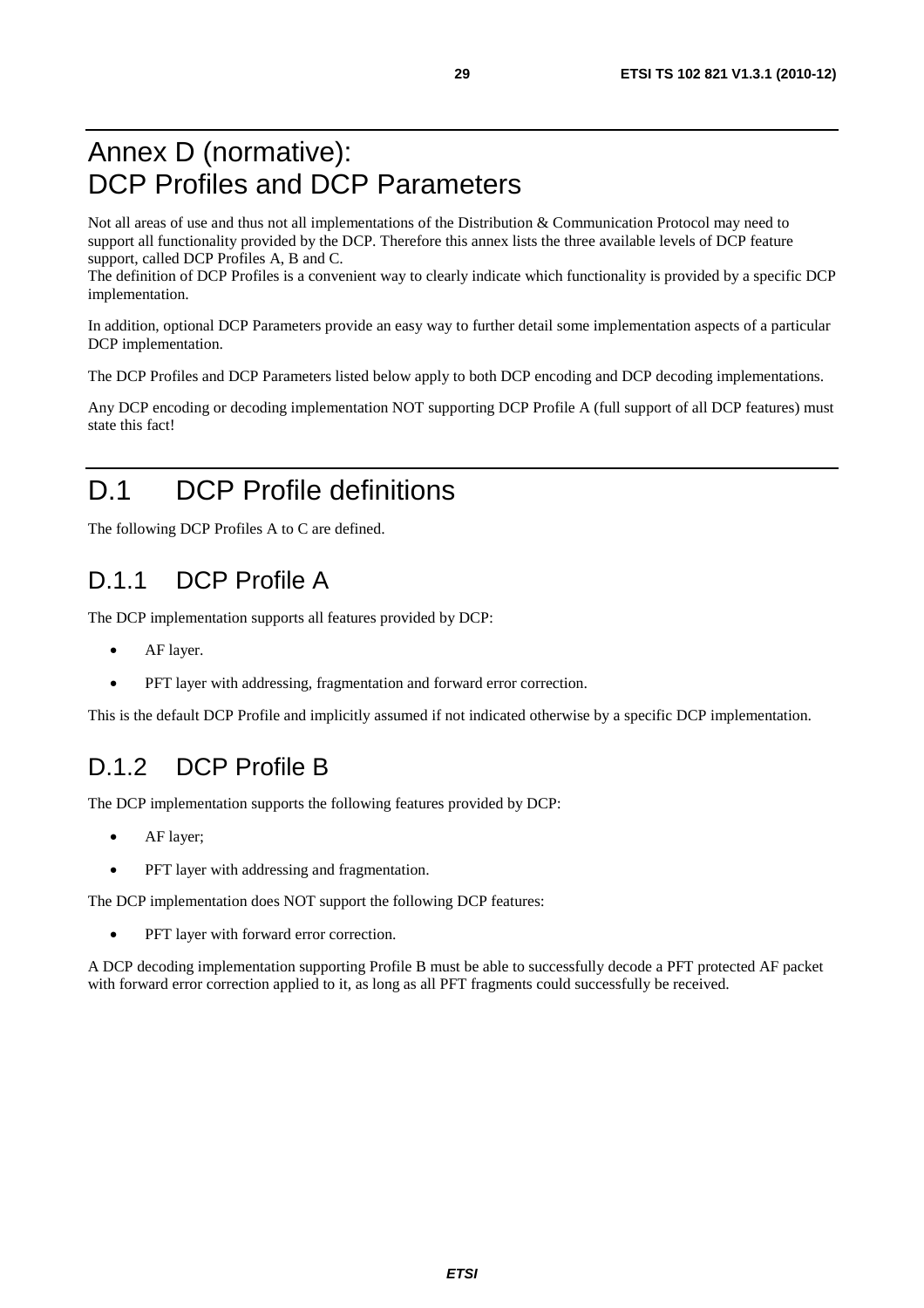# Annex D (normative): DCP Profiles and DCP Parameters

Not all areas of use and thus not all implementations of the Distribution & Communication Protocol may need to support all functionality provided by the DCP. Therefore this annex lists the three available levels of DCP feature support, called DCP Profiles A, B and C.
The definition of DCP Profiles is a convenient way to clearly indicate which functionality is provided by a specific DCP implementation.

In addition, optional DCP Parameters provide an easy way to further detail some implementation aspects of a particular DCP implementation.

The DCP Profiles and DCP Parameters listed below apply to both DCP encoding and DCP decoding implementations.

Any DCP encoding or decoding implementation NOT supporting DCP Profile A (full support of all DCP features) must state this fact!

# D.1 DCP Profile definitions

The following DCP Profiles A to C are defined.

## D.1.1 DCP Profile A

The DCP implementation supports all features provided by DCP:

- AF layer.
- PFT layer with addressing, fragmentation and forward error correction.

This is the default DCP Profile and implicitly assumed if not indicated otherwise by a specific DCP implementation.

## D.1.2 DCP Profile B

The DCP implementation supports the following features provided by DCP:

- AF layer;
- PFT layer with addressing and fragmentation.

The DCP implementation does NOT support the following DCP features:

- PFT layer with forward error correction.

A DCP decoding implementation supporting Profile B must be able to successfully decode a PFT protected AF packet with forward error correction applied to it, as long as all PFT fragments could successfully be received.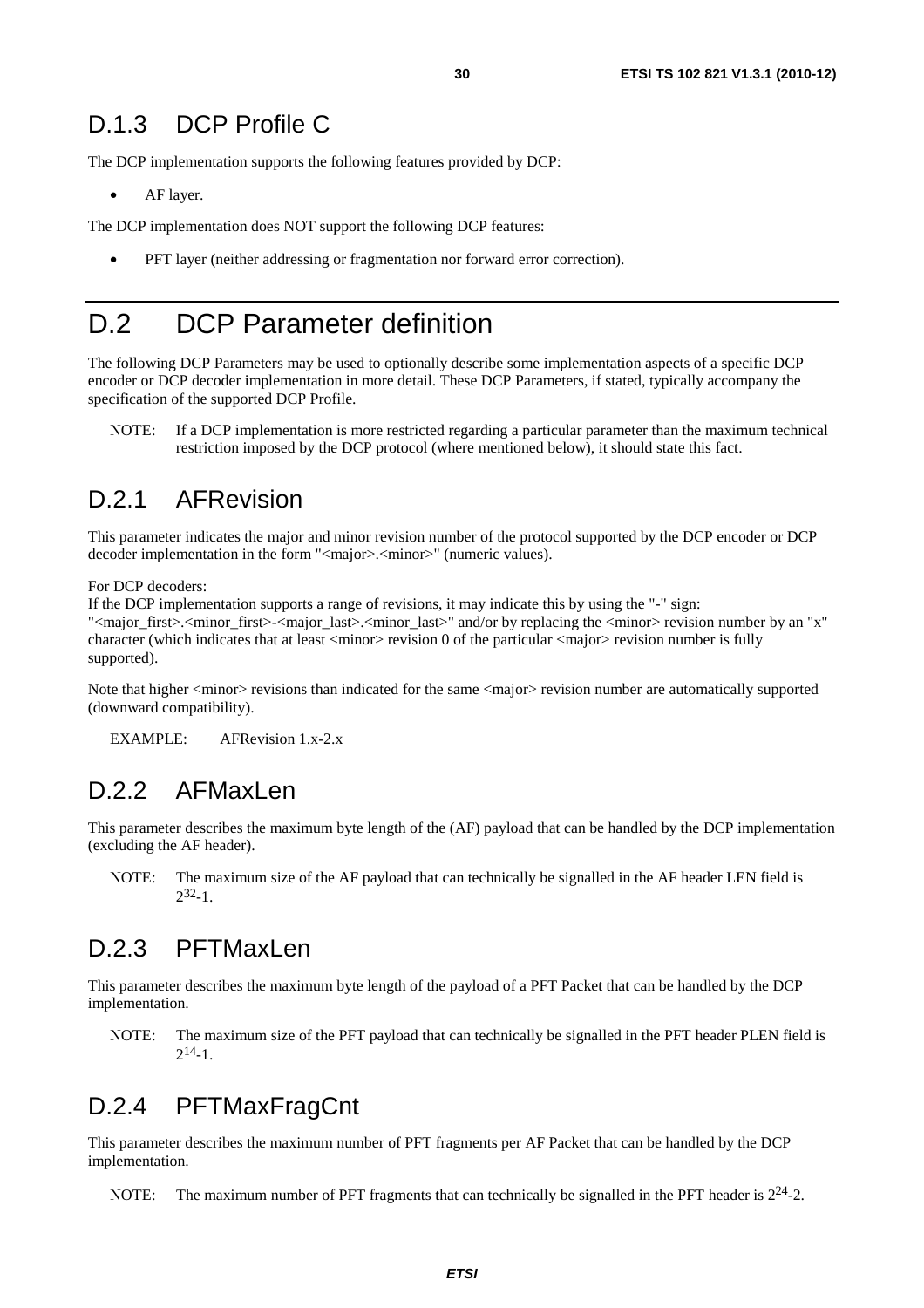### D.1.3 DCP Profile C

The DCP implementation supports the following features provided by DCP:

- AF layer.

The DCP implementation does NOT support the following DCP features:

- PFT layer (neither addressing or fragmentation nor forward error correction).

## D.2 DCP Parameter definition

The following DCP Parameters may be used to optionally describe some implementation aspects of a specific DCP encoder or DCP decoder implementation in more detail. These DCP Parameters, if stated, typically accompany the specification of the supported DCP Profile.

NOTE: If a DCP implementation is more restricted regarding a particular parameter than the maximum technical restriction imposed by the DCP protocol (where mentioned below), it should state this fact.

### D.2.1 AFRevision

This parameter indicates the major and minor revision number of the protocol supported by the DCP encoder or DCP decoder implementation in the form "<major>.<minor>" (numeric values).

For DCP decoders:
If the DCP implementation supports a range of revisions, it may indicate this by using the "-" sign: "<major_first>.<minor_first>-<major_last>.<minor_last>" and/or by replacing the <minor> revision number by an "x" character (which indicates that at least <minor> revision 0 of the particular <major> revision number is fully supported).

Note that higher <minor> revisions than indicated for the same <major> revision number are automatically supported (downward compatibility).

EXAMPLE: AFRevision 1.x-2.x

### D.2.2 AFMaxLen

This parameter describes the maximum byte length of the (AF) payload that can be handled by the DCP implementation (excluding the AF header).

NOTE: The maximum size of the AF payload that can technically be signalled in the AF header LEN field is $2^{32}$-1.

### D.2.3 PFTMaxLen

This parameter describes the maximum byte length of the payload of a PFT Packet that can be handled by the DCP implementation.

NOTE: The maximum size of the PFT payload that can technically be signalled in the PFT header PLEN field is $2^{14}$-1.

### D.2.4 PFTMaxFragCnt

This parameter describes the maximum number of PFT fragments per AF Packet that can be handled by the DCP implementation.

NOTE: The maximum number of PFT fragments that can technically be signalled in the PFT header is $2^{24}$-2.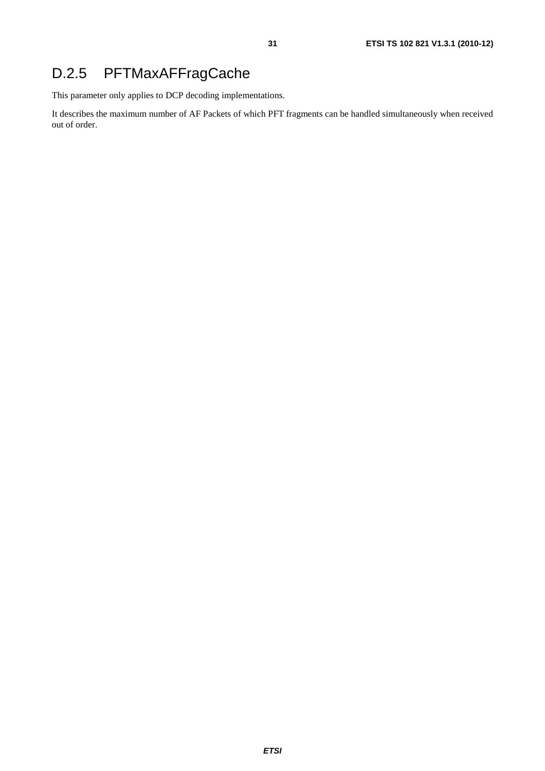# D.2.5 PFTMaxAFFragCache

This parameter only applies to DCP decoding implementations.

It describes the maximum number of AF Packets of which PFT fragments can be handled simultaneously when received out of order.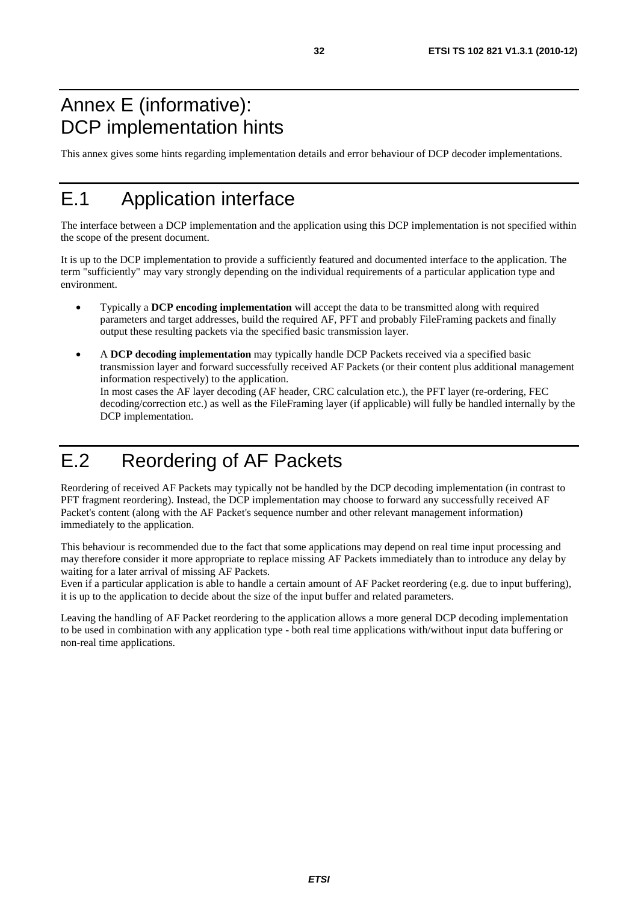# Annex E (informative): DCP implementation hints

This annex gives some hints regarding implementation details and error behaviour of DCP decoder implementations.

# E.1 Application interface

The interface between a DCP implementation and the application using this DCP implementation is not specified within the scope of the present document.

It is up to the DCP implementation to provide a sufficiently featured and documented interface to the application. The term "sufficiently" may vary strongly depending on the individual requirements of a particular application type and environment.

- Typically a **DCP encoding implementation** will accept the data to be transmitted along with required parameters and target addresses, build the required AF, PFT and probably FileFraming packets and finally output these resulting packets via the specified basic transmission layer.
- A **DCP decoding implementation** may typically handle DCP Packets received via a specified basic transmission layer and forward successfully received AF Packets (or their content plus additional management information respectively) to the application.
  In most cases the AF layer decoding (AF header, CRC calculation etc.), the PFT layer (re-ordering, FEC decoding/correction etc.) as well as the FileFraming layer (if applicable) will fully be handled internally by the DCP implementation.

# E.2 Reordering of AF Packets

Reordering of received AF Packets may typically not be handled by the DCP decoding implementation (in contrast to PFT fragment reordering). Instead, the DCP implementation may choose to forward any successfully received AF Packet's content (along with the AF Packet's sequence number and other relevant management information) immediately to the application.

This behaviour is recommended due to the fact that some applications may depend on real time input processing and may therefore consider it more appropriate to replace missing AF Packets immediately than to introduce any delay by waiting for a later arrival of missing AF Packets.
Even if a particular application is able to handle a certain amount of AF Packet reordering (e.g. due to input buffering), it is up to the application to decide about the size of the input buffer and related parameters.

Leaving the handling of AF Packet reordering to the application allows a more general DCP decoding implementation to be used in combination with any application type - both real time applications with/without input data buffering or non-real time applications.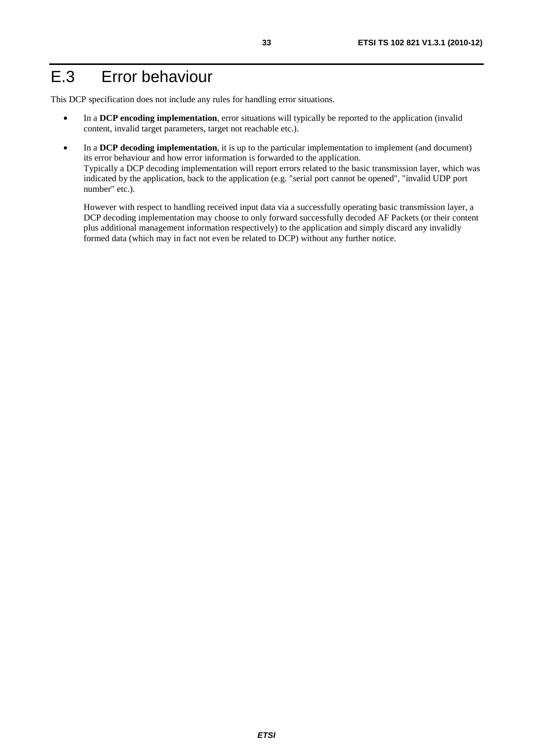# E.3 Error behaviour

This DCP specification does not include any rules for handling error situations.

- In a **DCP encoding implementation**, error situations will typically be reported to the application (invalid content, invalid target parameters, target not reachable etc.).
- In a **DCP decoding implementation**, it is up to the particular implementation to implement (and document) its error behaviour and how error information is forwarded to the application.
  Typically a DCP decoding implementation will report errors related to the basic transmission layer, which was indicated by the application, back to the application (e.g. "serial port cannot be opened", "invalid UDP port number" etc.).

  However with respect to handling received input data via a successfully operating basic transmission layer, a DCP decoding implementation may choose to only forward successfully decoded AF Packets (or their content plus additional management information respectively) to the application and simply discard any invalidly formed data (which may in fact not even be related to DCP) without any further notice.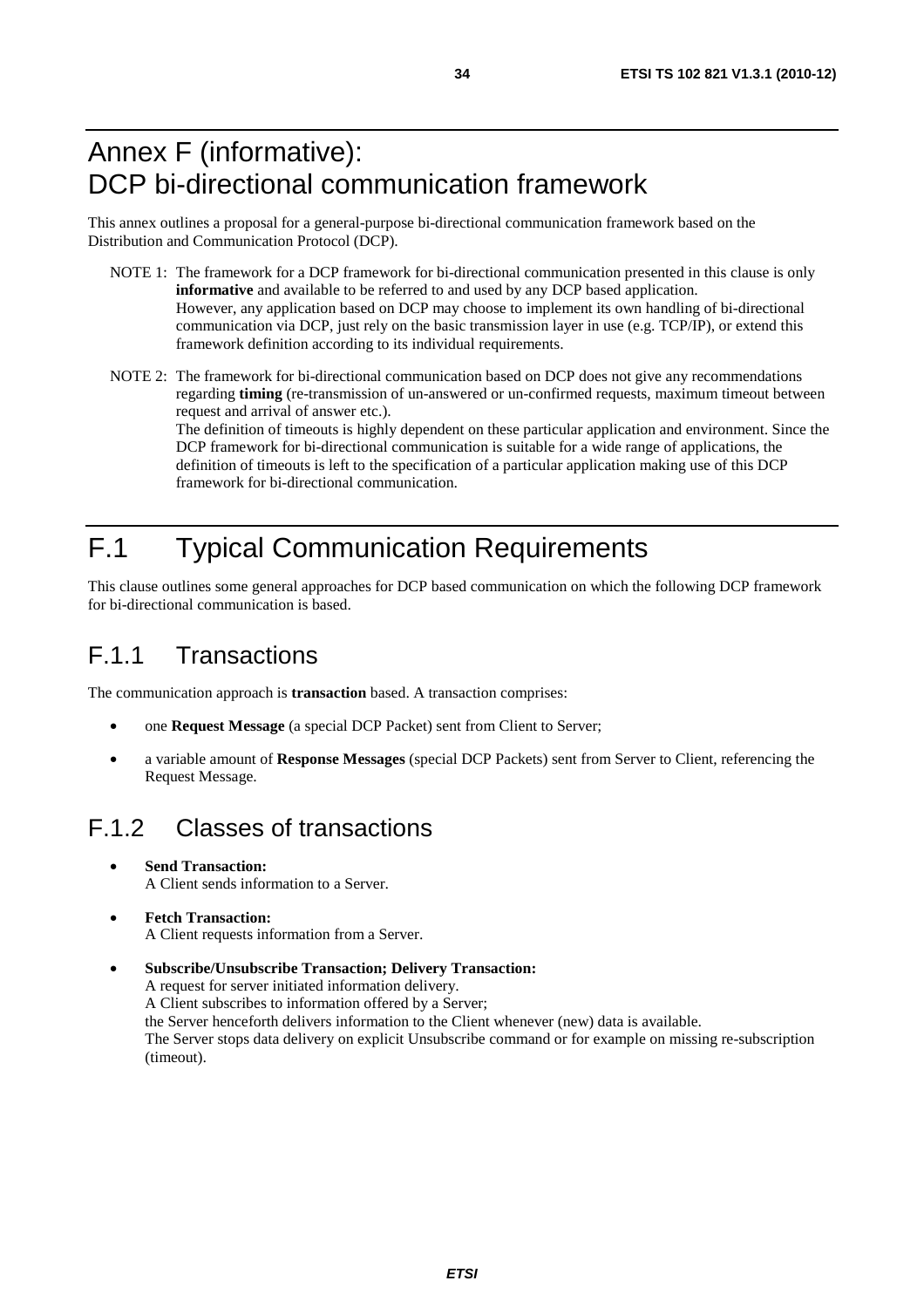# Annex F (informative): DCP bi-directional communication framework

This annex outlines a proposal for a general-purpose bi-directional communication framework based on the Distribution and Communication Protocol (DCP).

NOTE 1: The framework for a DCP framework for bi-directional communication presented in this clause is only **informative** and available to be referred to and used by any DCP based application. However, any application based on DCP may choose to implement its own handling of bi-directional communication via DCP, just rely on the basic transmission layer in use (e.g. TCP/IP), or extend this framework definition according to its individual requirements.

NOTE 2: The framework for bi-directional communication based on DCP does not give any recommendations regarding **timing** (re-transmission of un-answered or un-confirmed requests, maximum timeout between request and arrival of answer etc.). The definition of timeouts is highly dependent on these particular application and environment. Since the DCP framework for bi-directional communication is suitable for a wide range of applications, the definition of timeouts is left to the specification of a particular application making use of this DCP framework for bi-directional communication.

# F.1 Typical Communication Requirements

This clause outlines some general approaches for DCP based communication on which the following DCP framework for bi-directional communication is based.

## F.1.1 Transactions

The communication approach is **transaction** based. A transaction comprises:

- one **Request Message** (a special DCP Packet) sent from Client to Server;
- a variable amount of **Response Messages** (special DCP Packets) sent from Server to Client, referencing the Request Message.

## F.1.2 Classes of transactions

- **Send Transaction:**
  A Client sends information to a Server.
- **Fetch Transaction:**
  A Client requests information from a Server.
- **Subscribe/Unsubscribe Transaction; Delivery Transaction:**
  A request for server initiated information delivery.
  A Client subscribes to information offered by a Server;
  the Server henceforth delivers information to the Client whenever (new) data is available.
  The Server stops data delivery on explicit Unsubscribe command or for example on missing re-subscription (timeout).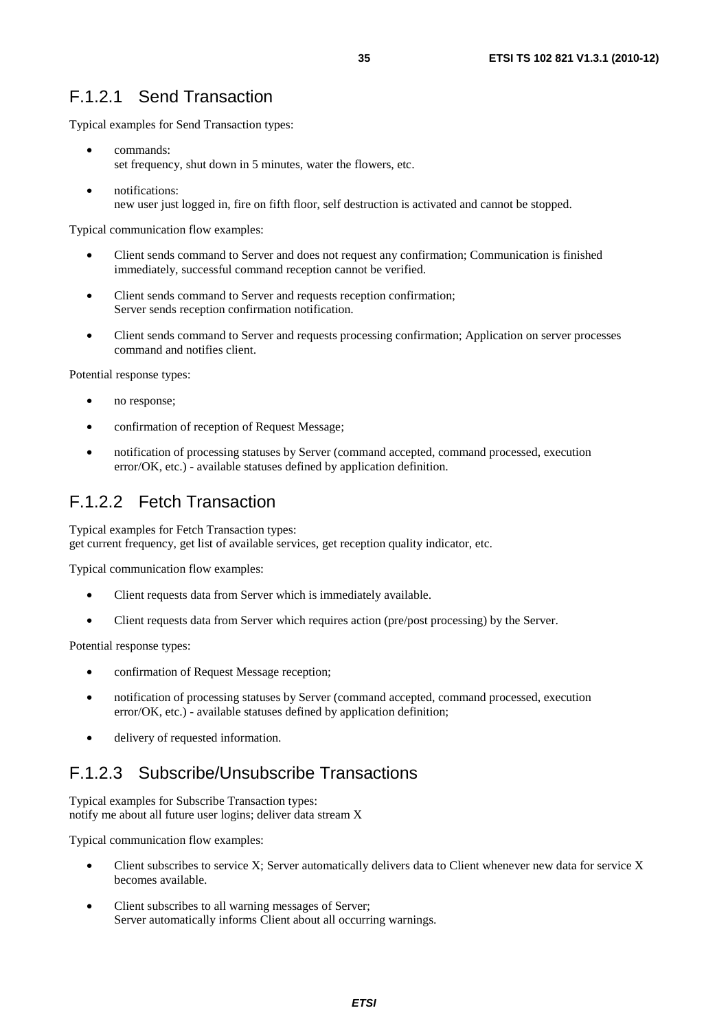### F.1.2.1 Send Transaction

Typical examples for Send Transaction types:

- commands:
  set frequency, shut down in 5 minutes, water the flowers, etc.
- notifications:
  new user just logged in, fire on fifth floor, self destruction is activated and cannot be stopped.

Typical communication flow examples:

- Client sends command to Server and does not request any confirmation; Communication is finished immediately, successful command reception cannot be verified.
- Client sends command to Server and requests reception confirmation;
  Server sends reception confirmation notification.
- Client sends command to Server and requests processing confirmation; Application on server processes command and notifies client.

Potential response types:

- no response;
- confirmation of reception of Request Message;
- notification of processing statuses by Server (command accepted, command processed, execution error/OK, etc.) - available statuses defined by application definition.

### F.1.2.2 Fetch Transaction

Typical examples for Fetch Transaction types:
get current frequency, get list of available services, get reception quality indicator, etc.

Typical communication flow examples:

- Client requests data from Server which is immediately available.
- Client requests data from Server which requires action (pre/post processing) by the Server.

Potential response types:

- confirmation of Request Message reception;
- notification of processing statuses by Server (command accepted, command processed, execution error/OK, etc.) - available statuses defined by application definition;
- delivery of requested information.

### F.1.2.3 Subscribe/Unsubscribe Transactions

Typical examples for Subscribe Transaction types:
notify me about all future user logins; deliver data stream X

Typical communication flow examples:

- Client subscribes to service X; Server automatically delivers data to Client whenever new data for service X becomes available.
- Client subscribes to all warning messages of Server;
  Server automatically informs Client about all occurring warnings.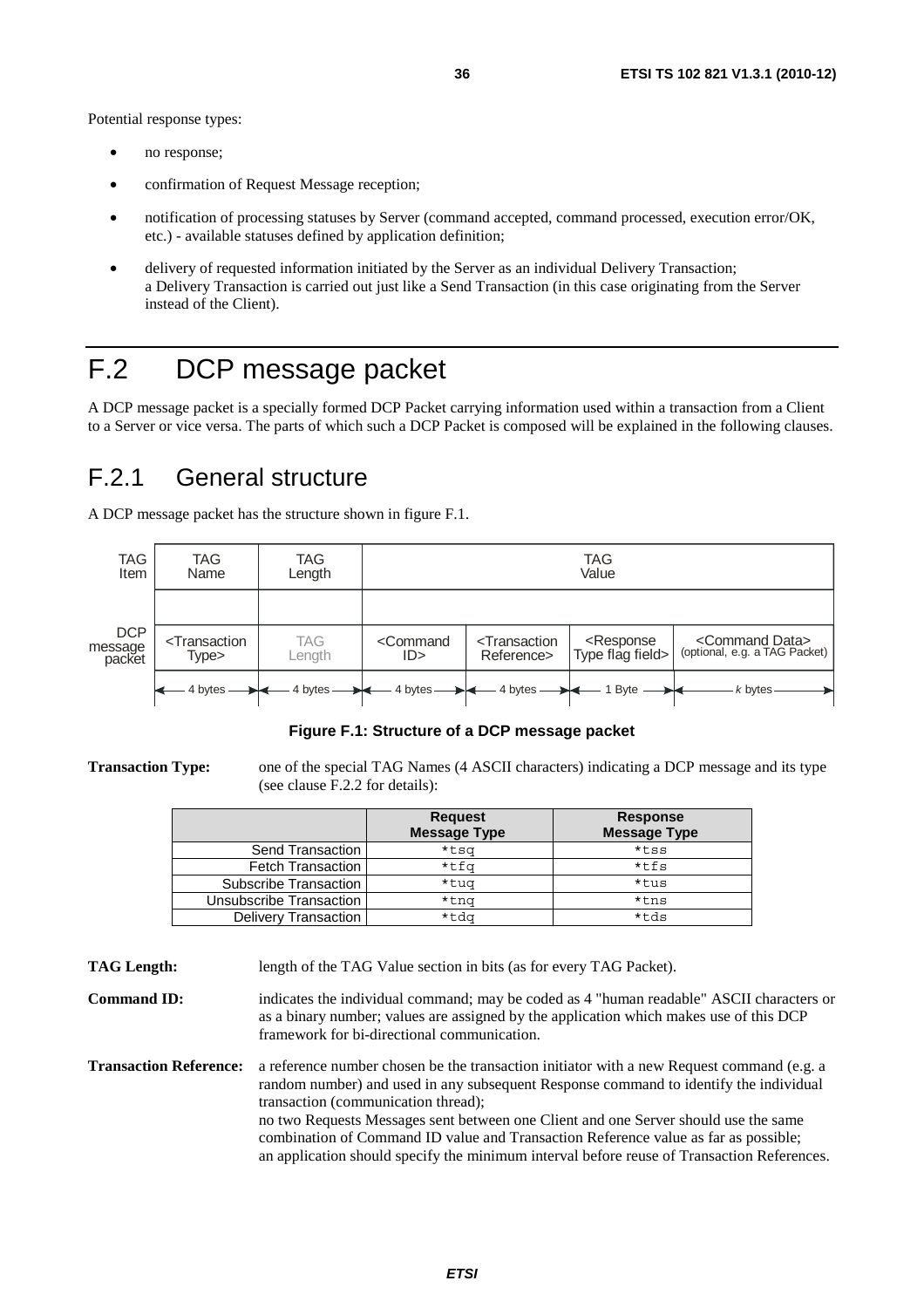Potential response types:

- no response;
- confirmation of Request Message reception;
- notification of processing statuses by Server (command accepted, command processed, execution error/OK, etc.) - available statuses defined by application definition;
- delivery of requested information initiated by the Server as an individual Delivery Transaction; a Delivery Transaction is carried out just like a Send Transaction (in this case originating from the Server instead of the Client).

# F.2 DCP message packet

A DCP message packet is a specially formed DCP Packet carrying information used within a transaction from a Client to a Server or vice versa. The parts of which such a DCP Packet is composed will be explained in the following clauses.

## F.2.1 General structure

A DCP message packet has the structure shown in figure F.1.

| TAG Item | TAG Name | TAG Length | TAG Value | | | |
|---|---|---|---|---|---|---|
| DCP message packet | <Transaction Type> | TAG Length | <Command ID> | <Transaction Reference> | <Response Type flag field> | <Command Data> (optional, e.g. a TAG Packet) |
| | 4 bytes | 4 bytes | 4 bytes | 4 bytes | 1 Byte | *k* bytes |

**Figure F.1: Structure of a DCP message packet**

**Transaction Type:** one of the special TAG Names (4 ASCII characters) indicating a DCP message and its type (see clause F.2.2 for details):

| | Request Message Type | Response Message Type |
|---|---|---|
| Send Transaction | *tsq | *tss |
| Fetch Transaction | *tfq | *tfs |
| Subscribe Transaction | *tuq | *tus |
| Unsubscribe Transaction | *tnq | *tns |
| Delivery Transaction | *tdq | *tds |

**TAG Length:** length of the TAG Value section in bits (as for every TAG Packet).

**Command ID:** indicates the individual command; may be coded as 4 "human readable" ASCII characters or as a binary number; values are assigned by the application which makes use of this DCP framework for bi-directional communication.

**Transaction Reference:** a reference number chosen be the transaction initiator with a new Request command (e.g. a random number) and used in any subsequent Response command to identify the individual transaction (communication thread);
no two Requests Messages sent between one Client and one Server should use the same combination of Command ID value and Transaction Reference value as far as possible;
an application should specify the minimum interval before reuse of Transaction References.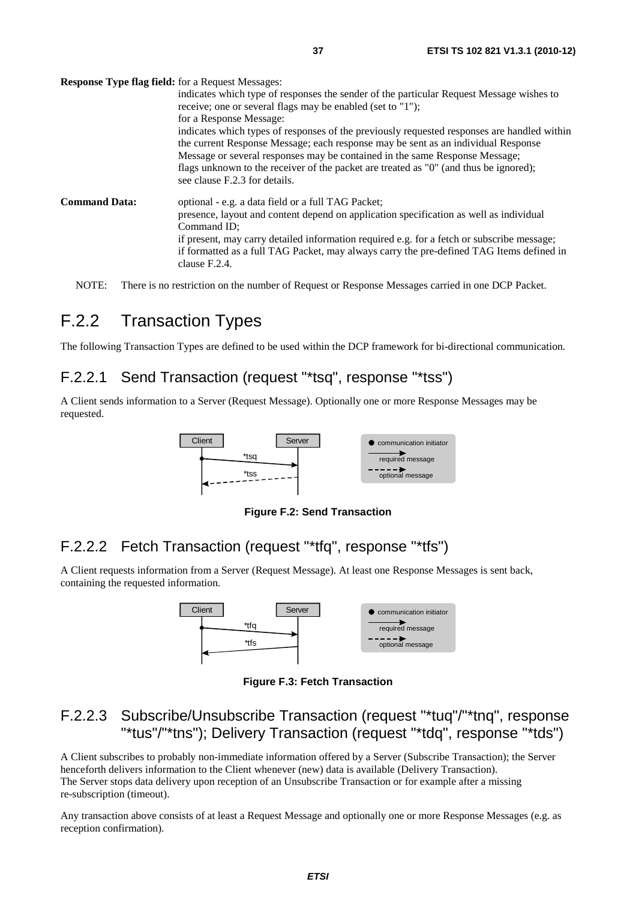**Response Type flag field:** for a Request Messages:
indicates which type of responses the sender of the particular Request Message wishes to receive; one or several flags may be enabled (set to "1");
for a Response Message:
indicates which types of responses of the previously requested responses are handled within the current Response Message; each response may be sent as an individual Response Message or several responses may be contained in the same Response Message;
flags unknown to the receiver of the packet are treated as "0" (and thus be ignored);
see clause F.2.3 for details.

**Command Data:** optional - e.g. a data field or a full TAG Packet;
presence, layout and content depend on application specification as well as individual Command ID;
if present, may carry detailed information required e.g. for a fetch or subscribe message;
if formatted as a full TAG Packet, may always carry the pre-defined TAG Items defined in clause F.2.4.

NOTE: There is no restriction on the number of Request or Response Messages carried in one DCP Packet.

## F.2.2 Transaction Types

The following Transaction Types are defined to be used within the DCP framework for bi-directional communication.

### F.2.2.1 Send Transaction (request "*tsq", response "*tss")

A Client sends information to a Server (Request Message). Optionally one or more Response Messages may be requested.

**Figure F.2: Send Transaction**

### F.2.2.2 Fetch Transaction (request "*tfq", response "*tfs")

A Client requests information from a Server (Request Message). At least one Response Messages is sent back, containing the requested information.

**Figure F.3: Fetch Transaction**

### F.2.2.3 Subscribe/Unsubscribe Transaction (request "*tuq"/"*tnq", response "*tus"/"*tns"); Delivery Transaction (request "*tdq", response "*tds")

A Client subscribes to probably non-immediate information offered by a Server (Subscribe Transaction); the Server henceforth delivers information to the Client whenever (new) data is available (Delivery Transaction).
The Server stops data delivery upon reception of an Unsubscribe Transaction or for example after a missing re-subscription (timeout).

Any transaction above consists of at least a Request Message and optionally one or more Response Messages (e.g. as reception confirmation).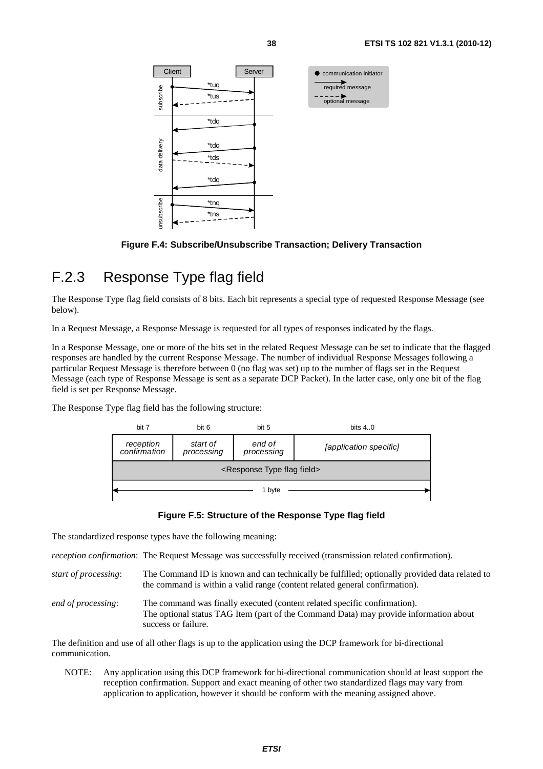Figure F.4: Subscribe/Unsubscribe Transaction; Delivery Transaction

## F.2.3 Response Type flag field

The Response Type flag field consists of 8 bits. Each bit represents a special type of requested Response Message (see below).

In a Request Message, a Response Message is requested for all types of responses indicated by the flags.

In a Response Message, one or more of the bits set in the related Request Message can be set to indicate that the flagged responses are handled by the current Response Message. The number of individual Response Messages following a particular Request Message is therefore between 0 (no flag was set) up to the number of flags set in the Request Message (each type of Response Message is sent as a separate DCP Packet). In the latter case, only one bit of the flag field is set per Response Message.

The Response Type flag field has the following structure:

| bit 7 | bit 6 | bit 5 | bits 4..0 |
|---|---|---|---|
| *reception confirmation* | *start of processing* | *end of processing* | *[application specific]* |
| <Response Type flag field> | | | |
| 1 byte | | | |

**Figure F.5: Structure of the Response Type flag field**

The standardized response types have the following meaning:

*reception confirmation*: The Request Message was successfully received (transmission related confirmation).

*start of processing*: The Command ID is known and can technically be fulfilled; optionally provided data related to the command is within a valid range (content related general confirmation).

*end of processing*: The command was finally executed (content related specific confirmation). The optional status TAG Item (part of the Command Data) may provide information about success or failure.

The definition and use of all other flags is up to the application using the DCP framework for bi-directional communication.

NOTE: Any application using this DCP framework for bi-directional communication should at least support the reception confirmation. Support and exact meaning of other two standardized flags may vary from application to application, however it should be conform with the meaning assigned above.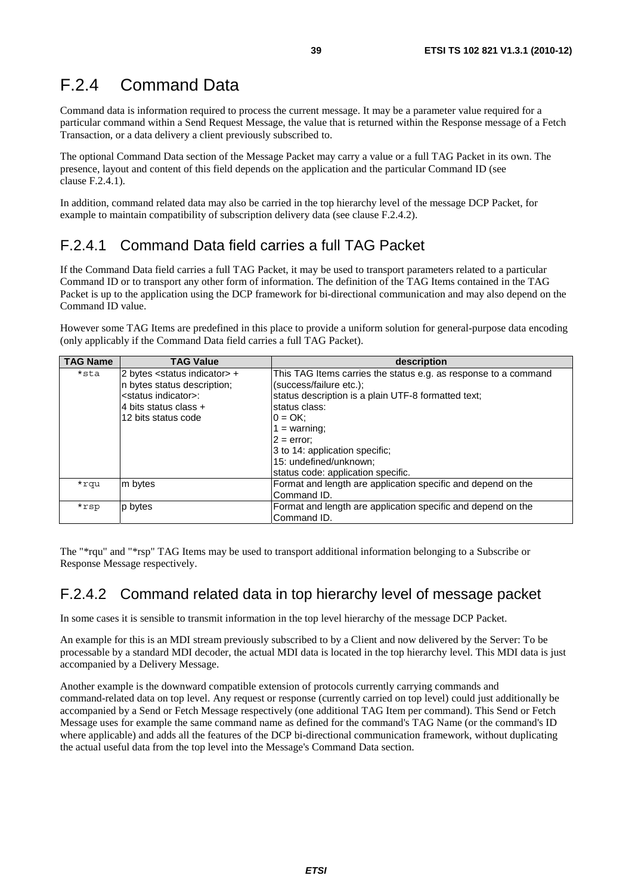# F.2.4 Command Data

Command data is information required to process the current message. It may be a parameter value required for a particular command within a Send Request Message, the value that is returned within the Response message of a Fetch Transaction, or a data delivery a client previously subscribed to.

The optional Command Data section of the Message Packet may carry a value or a full TAG Packet in its own. The presence, layout and content of this field depends on the application and the particular Command ID (see clause F.2.4.1).

In addition, command related data may also be carried in the top hierarchy level of the message DCP Packet, for example to maintain compatibility of subscription delivery data (see clause F.2.4.2).

## F.2.4.1 Command Data field carries a full TAG Packet

If the Command Data field carries a full TAG Packet, it may be used to transport parameters related to a particular Command ID or to transport any other form of information. The definition of the TAG Items contained in the TAG Packet is up to the application using the DCP framework for bi-directional communication and may also depend on the Command ID value.

However some TAG Items are predefined in this place to provide a uniform solution for general-purpose data encoding (only applicably if the Command Data field carries a full TAG Packet).

| TAG Name | TAG Value | description |
|---|---|---|
| *sta | 2 bytes <status indicator> +<br>n bytes status description;<br><status indicator>:<br>4 bits status class +<br>12 bits status code | This TAG Items carries the status e.g. as response to a command (success/failure etc.);<br>status description is a plain UTF-8 formatted text;<br>status class:<br>0 = OK;<br>1 = warning;<br>2 = error;<br>3 to 14: application specific;<br>15: undefined/unknown;<br>status code: application specific. |
| *rqu | m bytes | Format and length are application specific and depend on the Command ID. |
| *rsp | p bytes | Format and length are application specific and depend on the Command ID. |

The "*rqu" and "*rsp" TAG Items may be used to transport additional information belonging to a Subscribe or Response Message respectively.

## F.2.4.2 Command related data in top hierarchy level of message packet

In some cases it is sensible to transmit information in the top level hierarchy of the message DCP Packet.

An example for this is an MDI stream previously subscribed to by a Client and now delivered by the Server: To be processable by a standard MDI decoder, the actual MDI data is located in the top hierarchy level. This MDI data is just accompanied by a Delivery Message.

Another example is the downward compatible extension of protocols currently carrying commands and command-related data on top level. Any request or response (currently carried on top level) could just additionally be accompanied by a Send or Fetch Message respectively (one additional TAG Item per command). This Send or Fetch Message uses for example the same command name as defined for the command's TAG Name (or the command's ID where applicable) and adds all the features of the DCP bi-directional communication framework, without duplicating the actual useful data from the top level into the Message's Command Data section.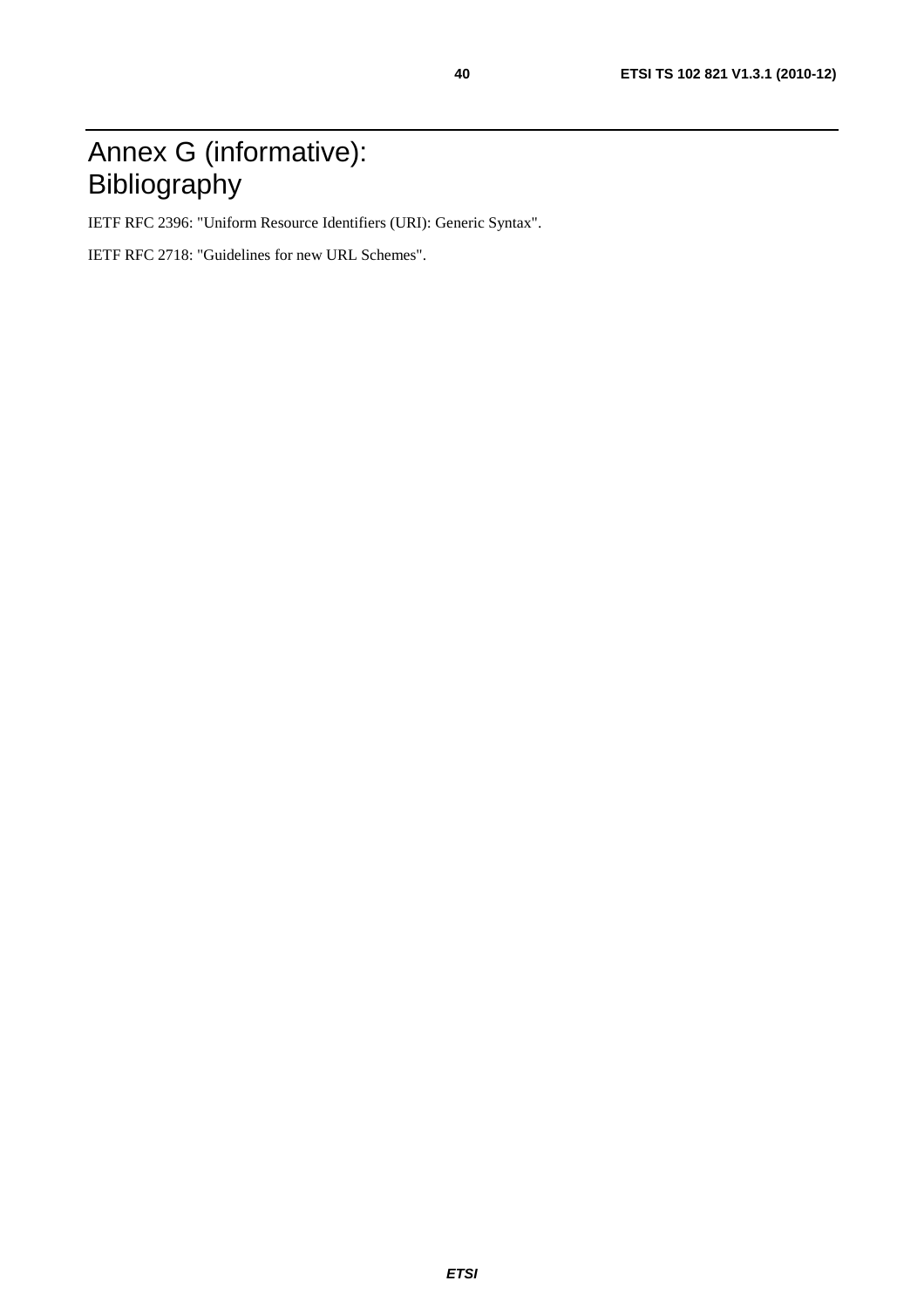# Annex G (informative): Bibliography

IETF RFC 2396: "Uniform Resource Identifiers (URI): Generic Syntax".

IETF RFC 2718: "Guidelines for new URL Schemes".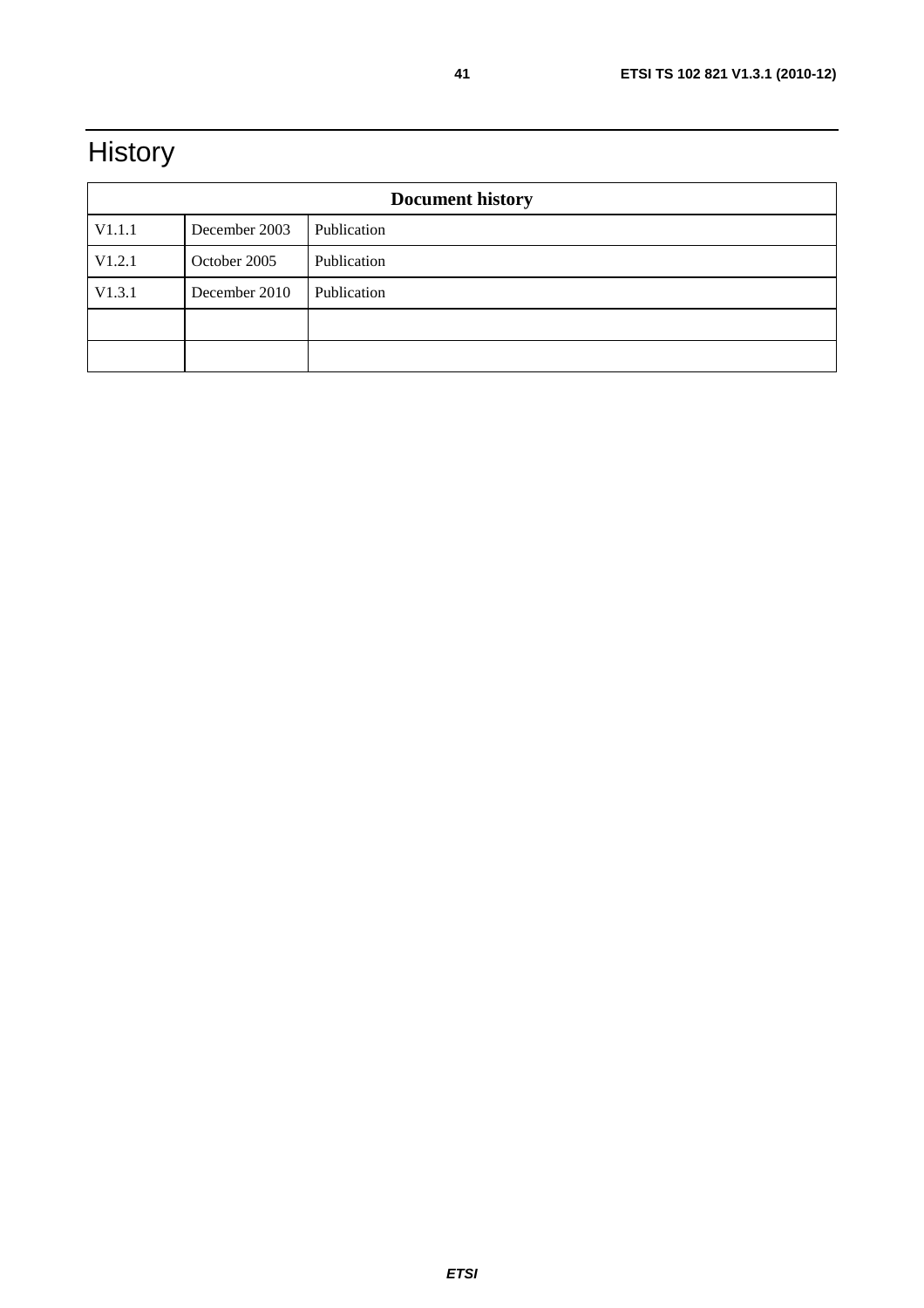# History

| Document history | | |
|---|---|---|
| V1.1.1 | December 2003 | Publication |
| V1.2.1 | October 2005 | Publication |
| V1.3.1 | December 2010 | Publication |
| | | |
| | | |